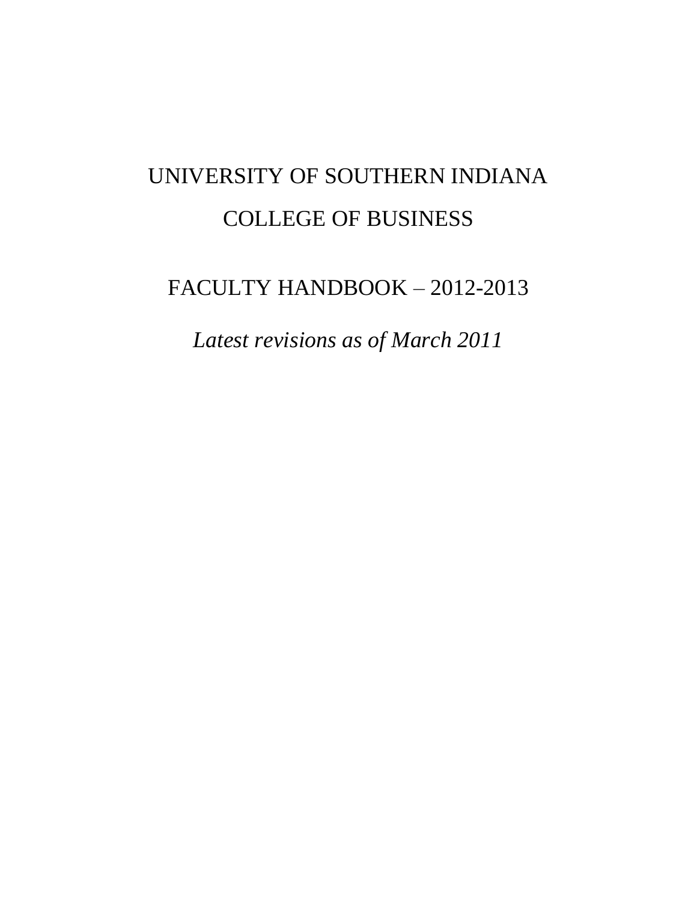# UNIVERSITY OF SOUTHERN INDIANA

# COLLEGE OF BUSINESS

## FACULTY HANDBOOK – 2012-2013

*Latest revisions as of March 2011*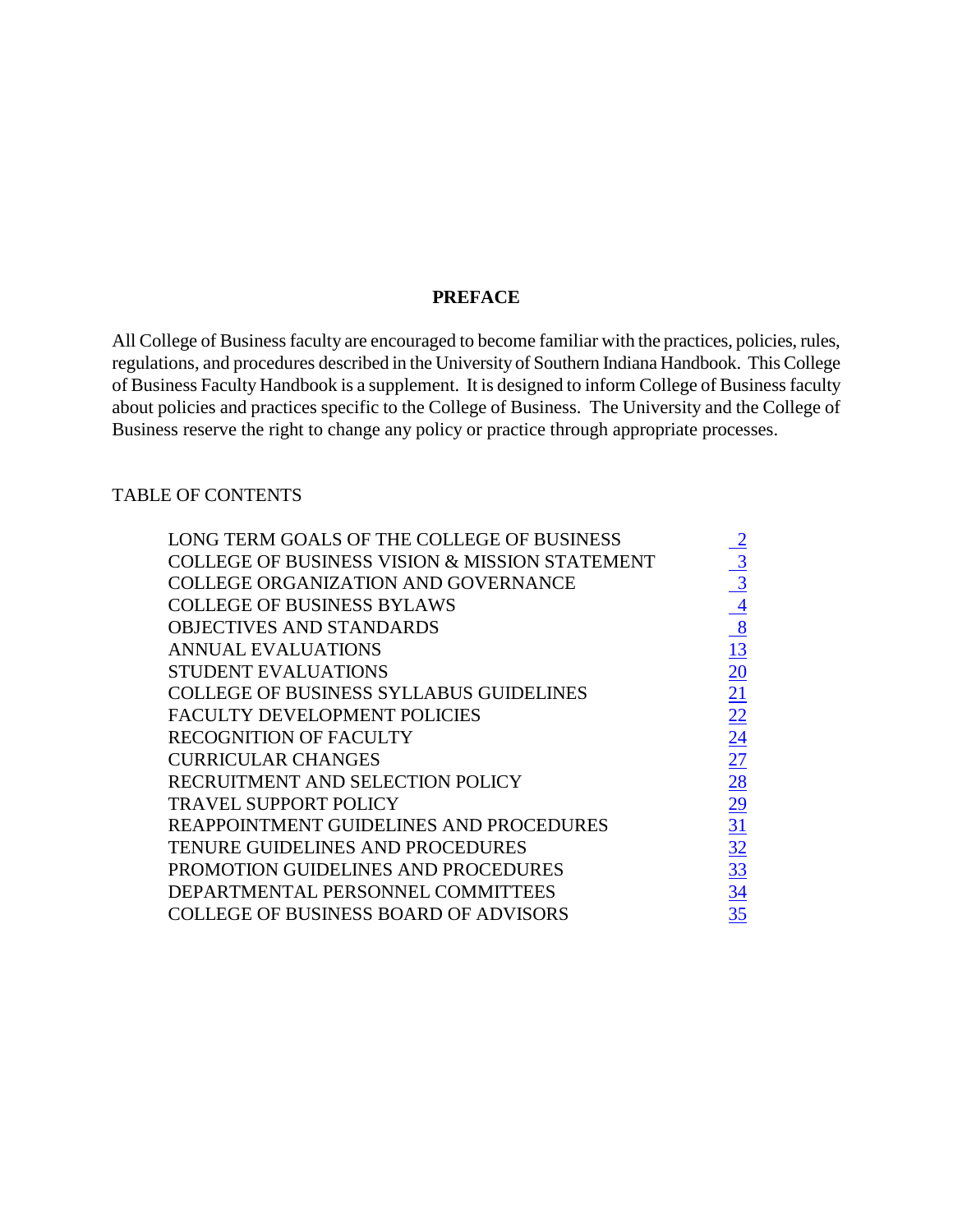# PREFACE

All College of Business faculty are encouraged to become familiar with the practices, policies, rules, regulations, and procedures described in the University of Southern Indiana Handbook. This College of Business Faculty Handbook is a supplement. It is designed to inform College of Business faculty about policies and practices specific to the College of Business. The University and the College of Business reserve the right to change any policy or practice through appropriate processes.

## TABLE OF CONTENTS

| | |
|---|---|
| LONG TERM GOALS OF THE COLLEGE OF BUSINESS | 2 |
| COLLEGE OF BUSINESS VISION & MISSION STATEMENT | 3 |
| COLLEGE ORGANIZATION AND GOVERNANCE | 3 |
| COLLEGE OF BUSINESS BYLAWS | 4 |
| OBJECTIVES AND STANDARDS | 8 |
| ANNUAL EVALUATIONS | 13 |
| STUDENT EVALUATIONS | 20 |
| COLLEGE OF BUSINESS SYLLABUS GUIDELINES | 21 |
| FACULTY DEVELOPMENT POLICIES | 22 |
| RECOGNITION OF FACULTY | 24 |
| CURRICULAR CHANGES | 27 |
| RECRUITMENT AND SELECTION POLICY | 28 |
| TRAVEL SUPPORT POLICY | 29 |
| REAPPOINTMENT GUIDELINES AND PROCEDURES | 31 |
| TENURE GUIDELINES AND PROCEDURES | 32 |
| PROMOTION GUIDELINES AND PROCEDURES | 33 |
| DEPARTMENTAL PERSONNEL COMMITTEES | 34 |
| COLLEGE OF BUSINESS BOARD OF ADVISORS | 35 |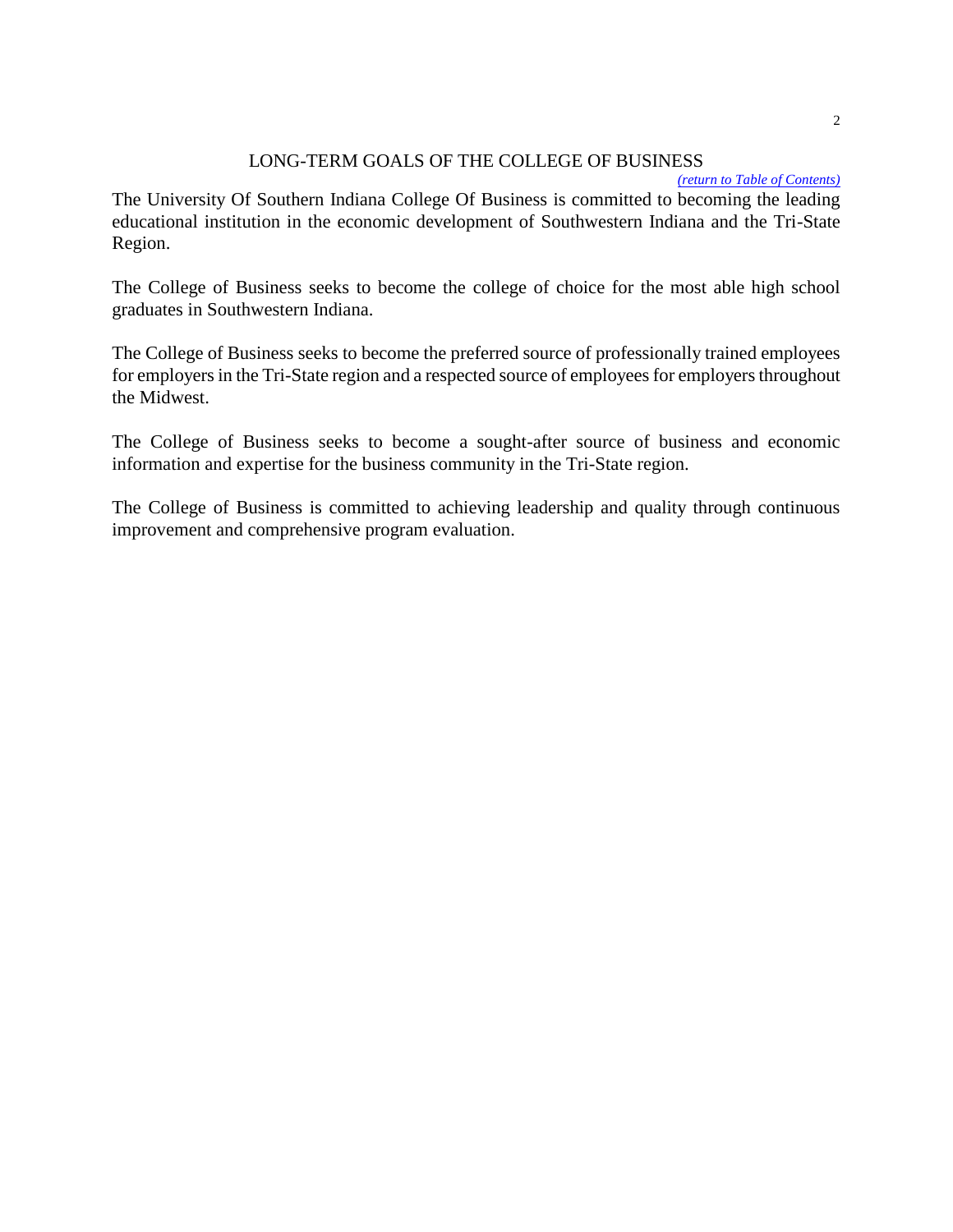## LONG-TERM GOALS OF THE COLLEGE OF BUSINESS

*(return to Table of Contents)*

The University Of Southern Indiana College Of Business is committed to becoming the leading educational institution in the economic development of Southwestern Indiana and the Tri-State Region.

The College of Business seeks to become the college of choice for the most able high school graduates in Southwestern Indiana.

The College of Business seeks to become the preferred source of professionally trained employees for employers in the Tri-State region and a respected source of employees for employers throughout the Midwest.

The College of Business seeks to become a sought-after source of business and economic information and expertise for the business community in the Tri-State region.

The College of Business is committed to achieving leadership and quality through continuous improvement and comprehensive program evaluation.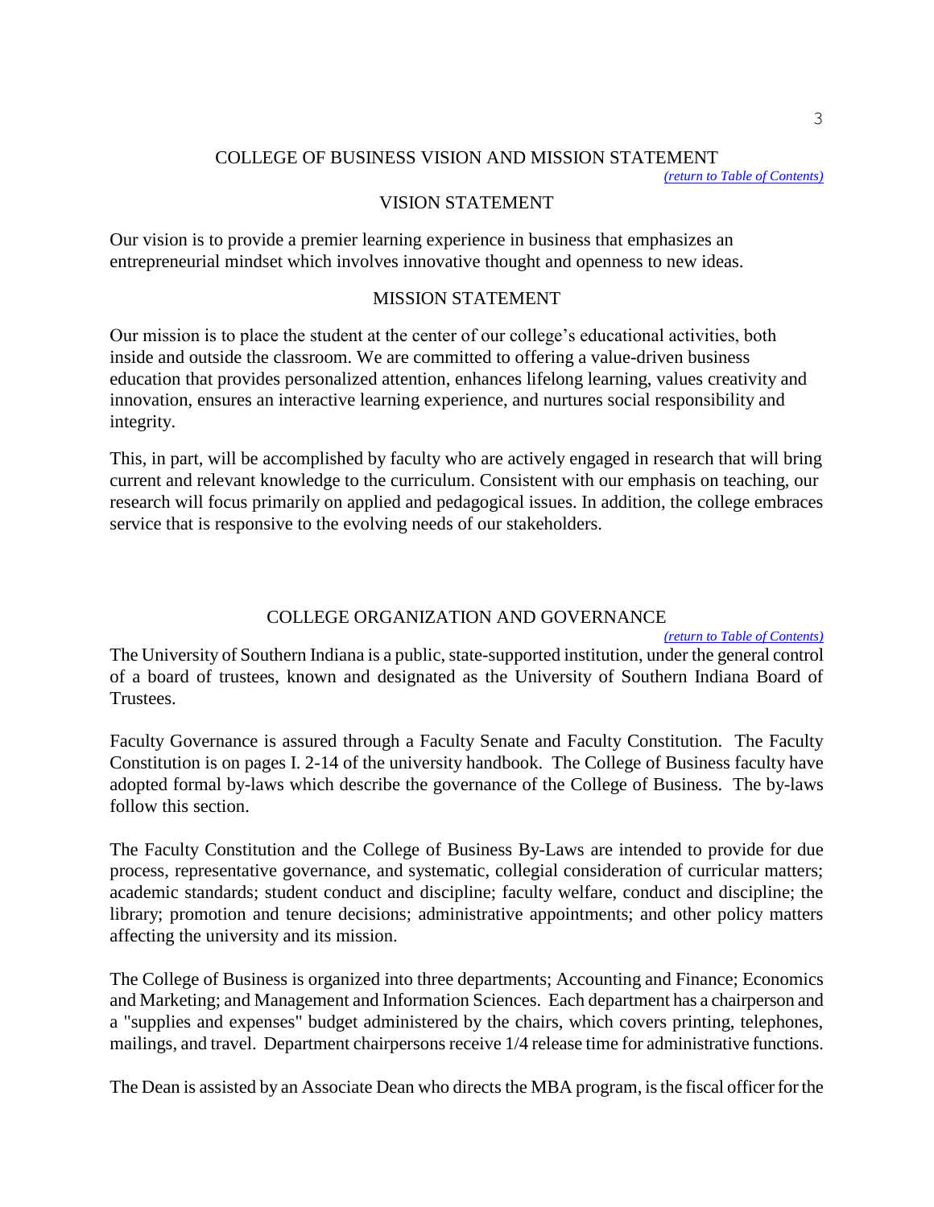## COLLEGE OF BUSINESS VISION AND MISSION STATEMENT

*(return to Table of Contents)*

### VISION STATEMENT

Our vision is to provide a premier learning experience in business that emphasizes an entrepreneurial mindset which involves innovative thought and openness to new ideas.

### MISSION STATEMENT

Our mission is to place the student at the center of our college's educational activities, both inside and outside the classroom. We are committed to offering a value-driven business education that provides personalized attention, enhances lifelong learning, values creativity and innovation, ensures an interactive learning experience, and nurtures social responsibility and integrity.

This, in part, will be accomplished by faculty who are actively engaged in research that will bring current and relevant knowledge to the curriculum. Consistent with our emphasis on teaching, our research will focus primarily on applied and pedagogical issues. In addition, the college embraces service that is responsive to the evolving needs of our stakeholders.

## COLLEGE ORGANIZATION AND GOVERNANCE

*(return to Table of Contents)*

The University of Southern Indiana is a public, state-supported institution, under the general control of a board of trustees, known and designated as the University of Southern Indiana Board of Trustees.

Faculty Governance is assured through a Faculty Senate and Faculty Constitution. The Faculty Constitution is on pages I. 2-14 of the university handbook. The College of Business faculty have adopted formal by-laws which describe the governance of the College of Business. The by-laws follow this section.

The Faculty Constitution and the College of Business By-Laws are intended to provide for due process, representative governance, and systematic, collegial consideration of curricular matters; academic standards; student conduct and discipline; faculty welfare, conduct and discipline; the library; promotion and tenure decisions; administrative appointments; and other policy matters affecting the university and its mission.

The College of Business is organized into three departments; Accounting and Finance; Economics and Marketing; and Management and Information Sciences. Each department has a chairperson and a "supplies and expenses" budget administered by the chairs, which covers printing, telephones, mailings, and travel. Department chairpersons receive 1/4 release time for administrative functions.

The Dean is assisted by an Associate Dean who directs the MBA program, is the fiscal officer for the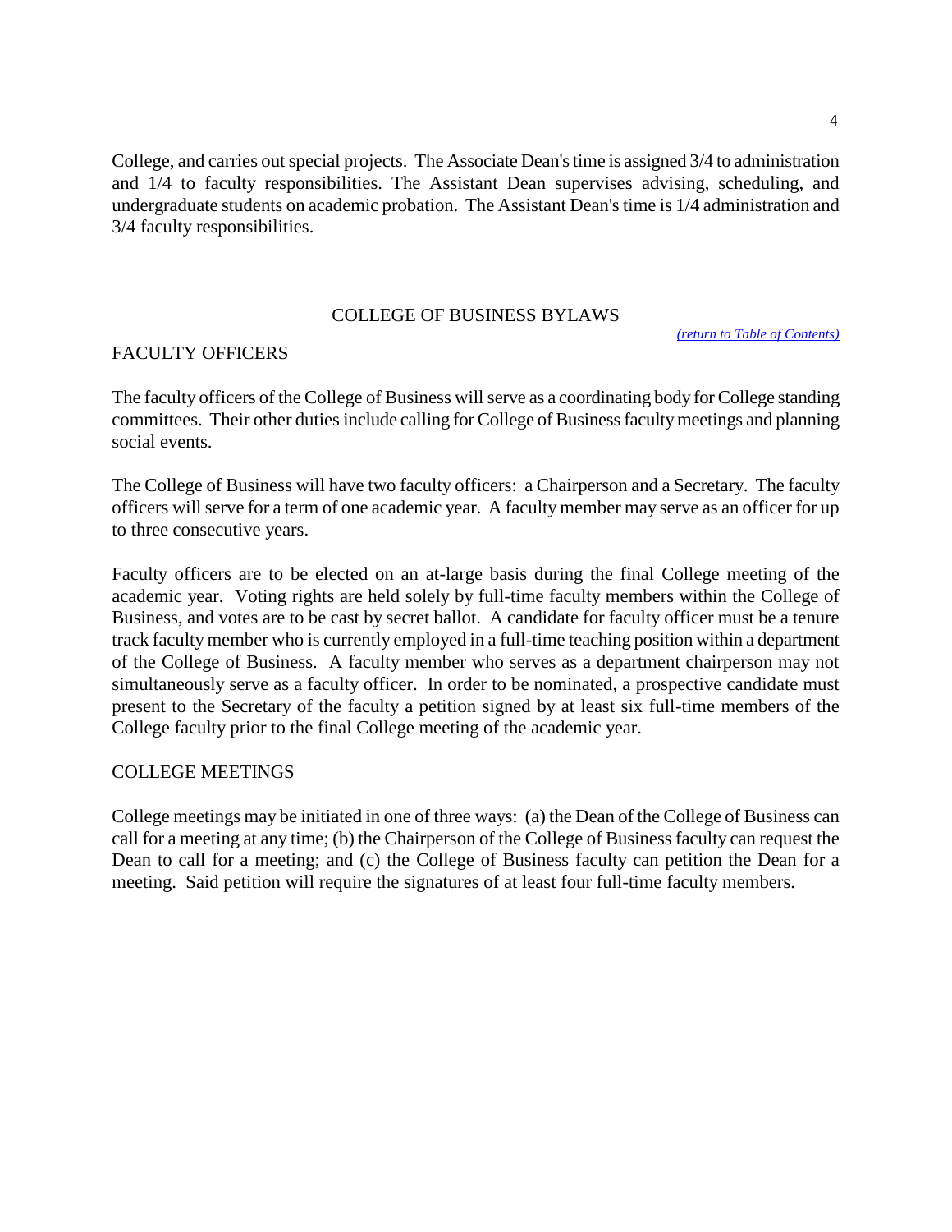College, and carries out special projects. The Associate Dean's time is assigned 3/4 to administration and 1/4 to faculty responsibilities. The Assistant Dean supervises advising, scheduling, and undergraduate students on academic probation. The Assistant Dean's time is 1/4 administration and 3/4 faculty responsibilities.

## COLLEGE OF BUSINESS BYLAWS

*(return to Table of Contents)*

### FACULTY OFFICERS

The faculty officers of the College of Business will serve as a coordinating body for College standing committees. Their other duties include calling for College of Business faculty meetings and planning social events.

The College of Business will have two faculty officers: a Chairperson and a Secretary. The faculty officers will serve for a term of one academic year. A faculty member may serve as an officer for up to three consecutive years.

Faculty officers are to be elected on an at-large basis during the final College meeting of the academic year. Voting rights are held solely by full-time faculty members within the College of Business, and votes are to be cast by secret ballot. A candidate for faculty officer must be a tenure track faculty member who is currently employed in a full-time teaching position within a department of the College of Business. A faculty member who serves as a department chairperson may not simultaneously serve as a faculty officer. In order to be nominated, a prospective candidate must present to the Secretary of the faculty a petition signed by at least six full-time members of the College faculty prior to the final College meeting of the academic year.

### COLLEGE MEETINGS

College meetings may be initiated in one of three ways: (a) the Dean of the College of Business can call for a meeting at any time; (b) the Chairperson of the College of Business faculty can request the Dean to call for a meeting; and (c) the College of Business faculty can petition the Dean for a meeting. Said petition will require the signatures of at least four full-time faculty members.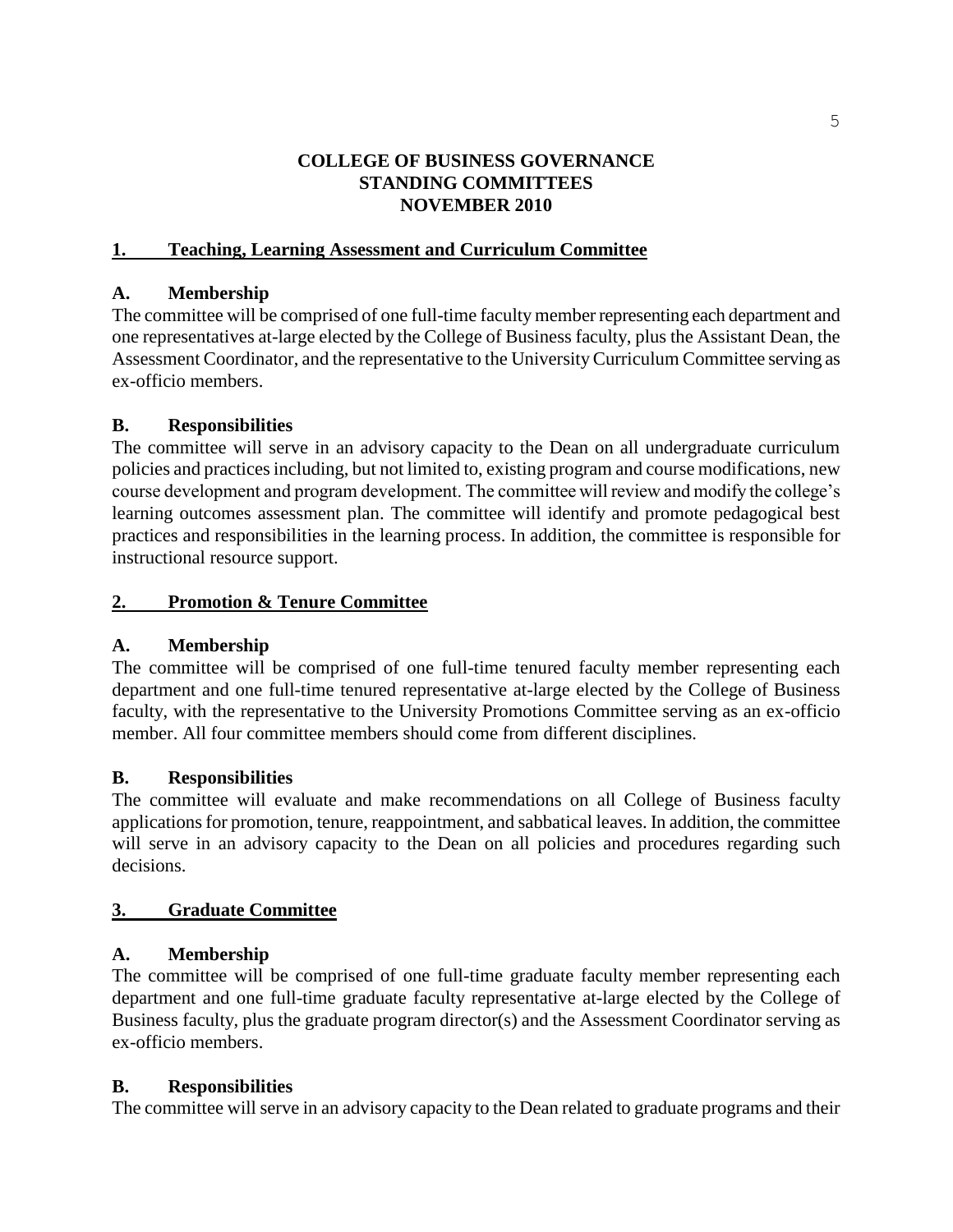**COLLEGE OF BUSINESS GOVERNANCE**
**STANDING COMMITTEES**
**NOVEMBER 2010**

## 1. Teaching, Learning Assessment and Curriculum Committee

### A. Membership

The committee will be comprised of one full-time faculty member representing each department and one representatives at-large elected by the College of Business faculty, plus the Assistant Dean, the Assessment Coordinator, and the representative to the University Curriculum Committee serving as ex-officio members.

### B. Responsibilities

The committee will serve in an advisory capacity to the Dean on all undergraduate curriculum policies and practices including, but not limited to, existing program and course modifications, new course development and program development. The committee will review and modify the college's learning outcomes assessment plan. The committee will identify and promote pedagogical best practices and responsibilities in the learning process. In addition, the committee is responsible for instructional resource support.

## 2. Promotion & Tenure Committee

### A. Membership

The committee will be comprised of one full-time tenured faculty member representing each department and one full-time tenured representative at-large elected by the College of Business faculty, with the representative to the University Promotions Committee serving as an ex-officio member. All four committee members should come from different disciplines.

### B. Responsibilities

The committee will evaluate and make recommendations on all College of Business faculty applications for promotion, tenure, reappointment, and sabbatical leaves. In addition, the committee will serve in an advisory capacity to the Dean on all policies and procedures regarding such decisions.

## 3. Graduate Committee

### A. Membership

The committee will be comprised of one full-time graduate faculty member representing each department and one full-time graduate faculty representative at-large elected by the College of Business faculty, plus the graduate program director(s) and the Assessment Coordinator serving as ex-officio members.

### B. Responsibilities

The committee will serve in an advisory capacity to the Dean related to graduate programs and their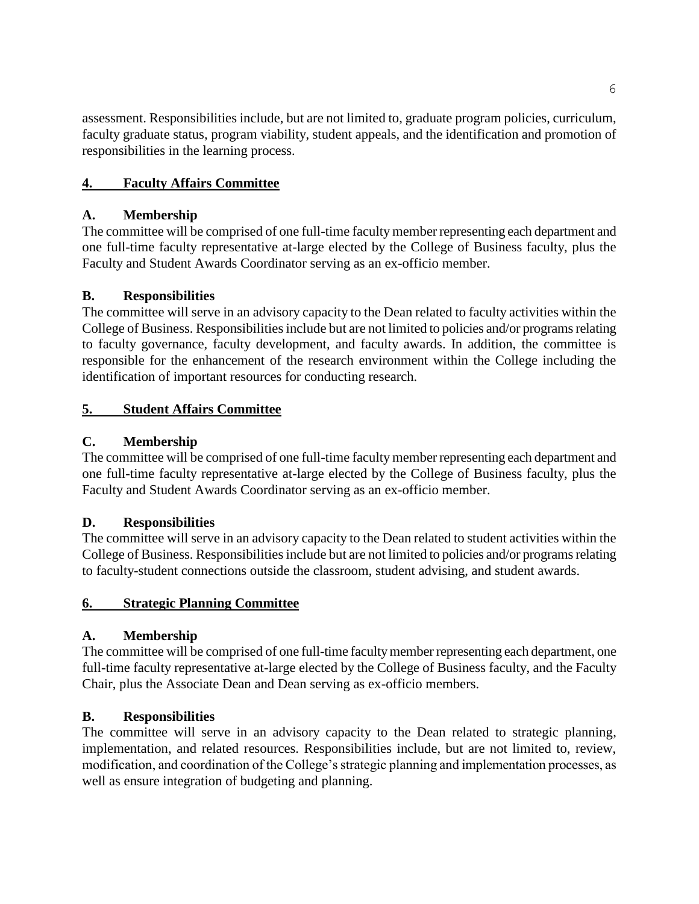assessment. Responsibilities include, but are not limited to, graduate program policies, curriculum, faculty graduate status, program viability, student appeals, and the identification and promotion of responsibilities in the learning process.

## 4. Faculty Affairs Committee

### A. Membership

The committee will be comprised of one full-time faculty member representing each department and one full-time faculty representative at-large elected by the College of Business faculty, plus the Faculty and Student Awards Coordinator serving as an ex-officio member.

### B. Responsibilities

The committee will serve in an advisory capacity to the Dean related to faculty activities within the College of Business. Responsibilities include but are not limited to policies and/or programs relating to faculty governance, faculty development, and faculty awards. In addition, the committee is responsible for the enhancement of the research environment within the College including the identification of important resources for conducting research.

## 5. Student Affairs Committee

### C. Membership

The committee will be comprised of one full-time faculty member representing each department and one full-time faculty representative at-large elected by the College of Business faculty, plus the Faculty and Student Awards Coordinator serving as an ex-officio member.

### D. Responsibilities

The committee will serve in an advisory capacity to the Dean related to student activities within the College of Business. Responsibilities include but are not limited to policies and/or programs relating to faculty-student connections outside the classroom, student advising, and student awards.

## 6. Strategic Planning Committee

### A. Membership

The committee will be comprised of one full-time faculty member representing each department, one full-time faculty representative at-large elected by the College of Business faculty, and the Faculty Chair, plus the Associate Dean and Dean serving as ex-officio members.

### B. Responsibilities

The committee will serve in an advisory capacity to the Dean related to strategic planning, implementation, and related resources. Responsibilities include, but are not limited to, review, modification, and coordination of the College's strategic planning and implementation processes, as well as ensure integration of budgeting and planning.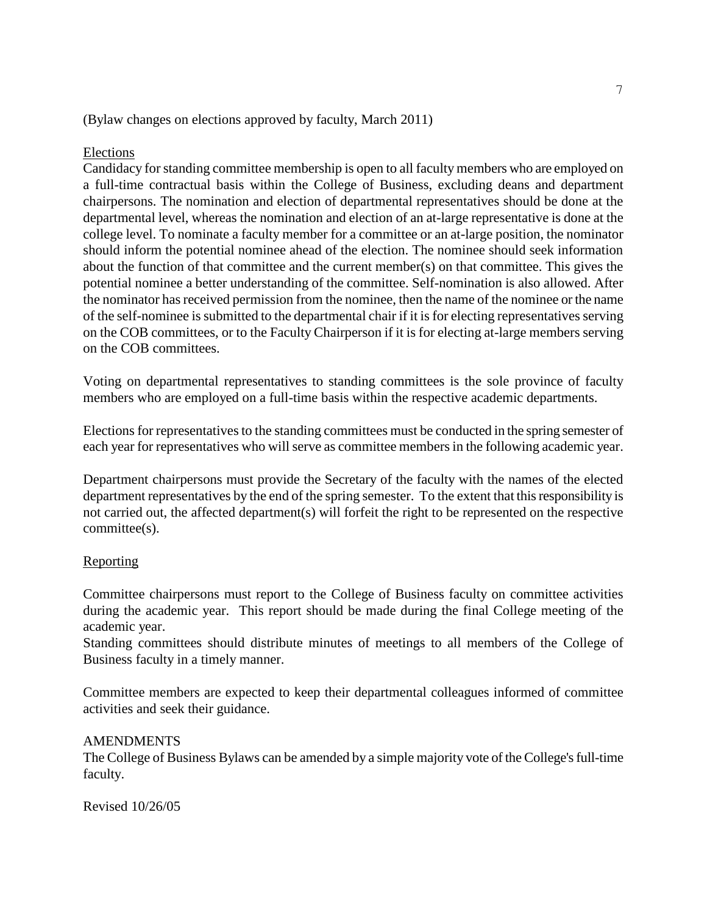(Bylaw changes on elections approved by faculty, March 2011)

<u>Elections</u>

Candidacy for standing committee membership is open to all faculty members who are employed on a full-time contractual basis within the College of Business, excluding deans and department chairpersons. The nomination and election of departmental representatives should be done at the departmental level, whereas the nomination and election of an at-large representative is done at the college level. To nominate a faculty member for a committee or an at-large position, the nominator should inform the potential nominee ahead of the election. The nominee should seek information about the function of that committee and the current member(s) on that committee. This gives the potential nominee a better understanding of the committee. Self-nomination is also allowed. After the nominator has received permission from the nominee, then the name of the nominee or the name of the self-nominee is submitted to the departmental chair if it is for electing representatives serving on the COB committees, or to the Faculty Chairperson if it is for electing at-large members serving on the COB committees.

Voting on departmental representatives to standing committees is the sole province of faculty members who are employed on a full-time basis within the respective academic departments.

Elections for representatives to the standing committees must be conducted in the spring semester of each year for representatives who will serve as committee members in the following academic year.

Department chairpersons must provide the Secretary of the faculty with the names of the elected department representatives by the end of the spring semester. To the extent that this responsibility is not carried out, the affected department(s) will forfeit the right to be represented on the respective committee(s).

<u>Reporting</u>

Committee chairpersons must report to the College of Business faculty on committee activities during the academic year. This report should be made during the final College meeting of the academic year.

Standing committees should distribute minutes of meetings to all members of the College of Business faculty in a timely manner.

Committee members are expected to keep their departmental colleagues informed of committee activities and seek their guidance.

AMENDMENTS

The College of Business Bylaws can be amended by a simple majority vote of the College's full-time faculty.

Revised 10/26/05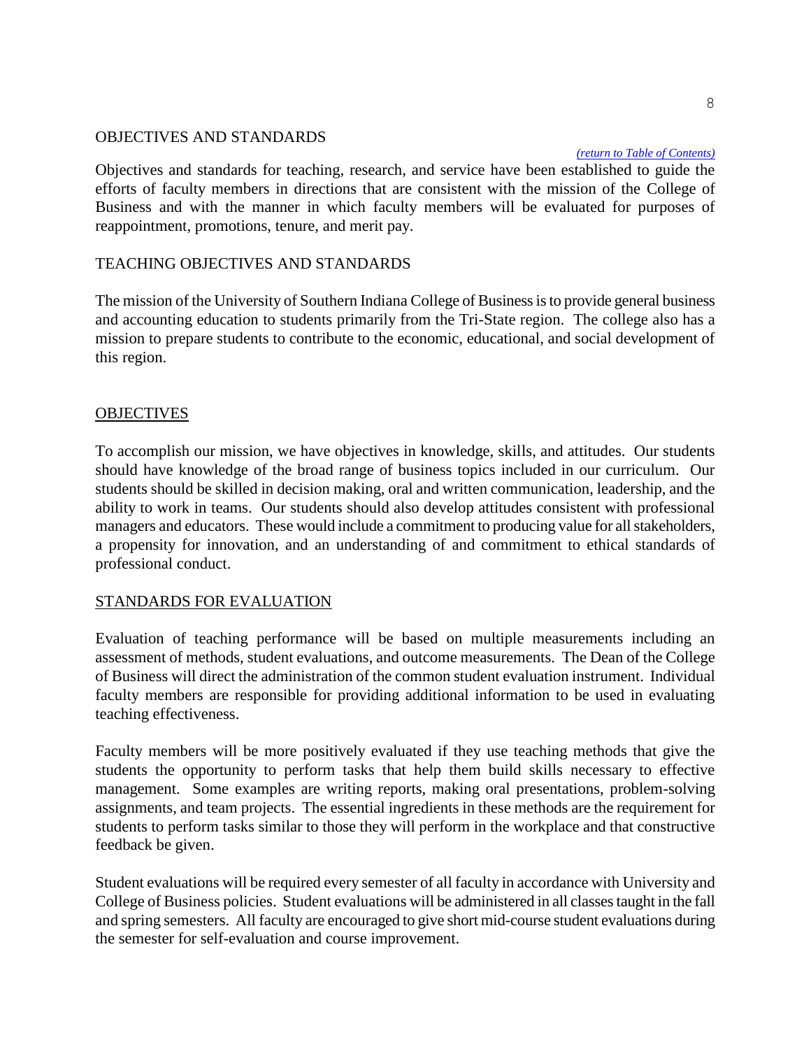## OBJECTIVES AND STANDARDS

*(return to Table of Contents)*

Objectives and standards for teaching, research, and service have been established to guide the efforts of faculty members in directions that are consistent with the mission of the College of Business and with the manner in which faculty members will be evaluated for purposes of reappointment, promotions, tenure, and merit pay.

## TEACHING OBJECTIVES AND STANDARDS

The mission of the University of Southern Indiana College of Business is to provide general business and accounting education to students primarily from the Tri-State region. The college also has a mission to prepare students to contribute to the economic, educational, and social development of this region.

### OBJECTIVES

To accomplish our mission, we have objectives in knowledge, skills, and attitudes. Our students should have knowledge of the broad range of business topics included in our curriculum. Our students should be skilled in decision making, oral and written communication, leadership, and the ability to work in teams. Our students should also develop attitudes consistent with professional managers and educators. These would include a commitment to producing value for all stakeholders, a propensity for innovation, and an understanding of and commitment to ethical standards of professional conduct.

### STANDARDS FOR EVALUATION

Evaluation of teaching performance will be based on multiple measurements including an assessment of methods, student evaluations, and outcome measurements. The Dean of the College of Business will direct the administration of the common student evaluation instrument. Individual faculty members are responsible for providing additional information to be used in evaluating teaching effectiveness.

Faculty members will be more positively evaluated if they use teaching methods that give the students the opportunity to perform tasks that help them build skills necessary to effective management. Some examples are writing reports, making oral presentations, problem-solving assignments, and team projects. The essential ingredients in these methods are the requirement for students to perform tasks similar to those they will perform in the workplace and that constructive feedback be given.

Student evaluations will be required every semester of all faculty in accordance with University and College of Business policies. Student evaluations will be administered in all classes taught in the fall and spring semesters. All faculty are encouraged to give short mid-course student evaluations during the semester for self-evaluation and course improvement.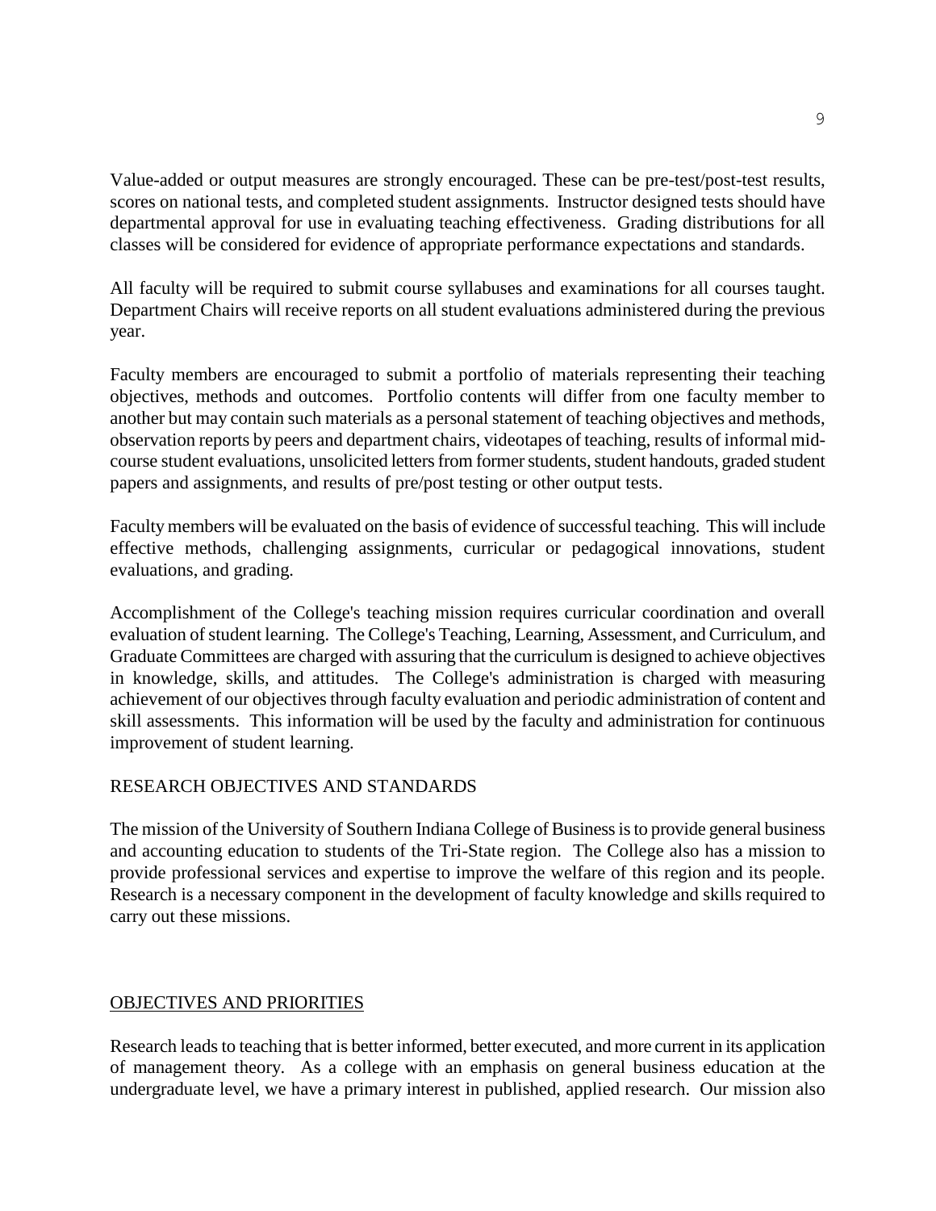Value-added or output measures are strongly encouraged. These can be pre-test/post-test results, scores on national tests, and completed student assignments. Instructor designed tests should have departmental approval for use in evaluating teaching effectiveness. Grading distributions for all classes will be considered for evidence of appropriate performance expectations and standards.

All faculty will be required to submit course syllabuses and examinations for all courses taught. Department Chairs will receive reports on all student evaluations administered during the previous year.

Faculty members are encouraged to submit a portfolio of materials representing their teaching objectives, methods and outcomes. Portfolio contents will differ from one faculty member to another but may contain such materials as a personal statement of teaching objectives and methods, observation reports by peers and department chairs, videotapes of teaching, results of informal mid-course student evaluations, unsolicited letters from former students, student handouts, graded student papers and assignments, and results of pre/post testing or other output tests.

Faculty members will be evaluated on the basis of evidence of successful teaching. This will include effective methods, challenging assignments, curricular or pedagogical innovations, student evaluations, and grading.

Accomplishment of the College's teaching mission requires curricular coordination and overall evaluation of student learning. The College's Teaching, Learning, Assessment, and Curriculum, and Graduate Committees are charged with assuring that the curriculum is designed to achieve objectives in knowledge, skills, and attitudes. The College's administration is charged with measuring achievement of our objectives through faculty evaluation and periodic administration of content and skill assessments. This information will be used by the faculty and administration for continuous improvement of student learning.

## RESEARCH OBJECTIVES AND STANDARDS

The mission of the University of Southern Indiana College of Business is to provide general business and accounting education to students of the Tri-State region. The College also has a mission to provide professional services and expertise to improve the welfare of this region and its people. Research is a necessary component in the development of faculty knowledge and skills required to carry out these missions.

### OBJECTIVES AND PRIORITIES

Research leads to teaching that is better informed, better executed, and more current in its application of management theory. As a college with an emphasis on general business education at the undergraduate level, we have a primary interest in published, applied research. Our mission also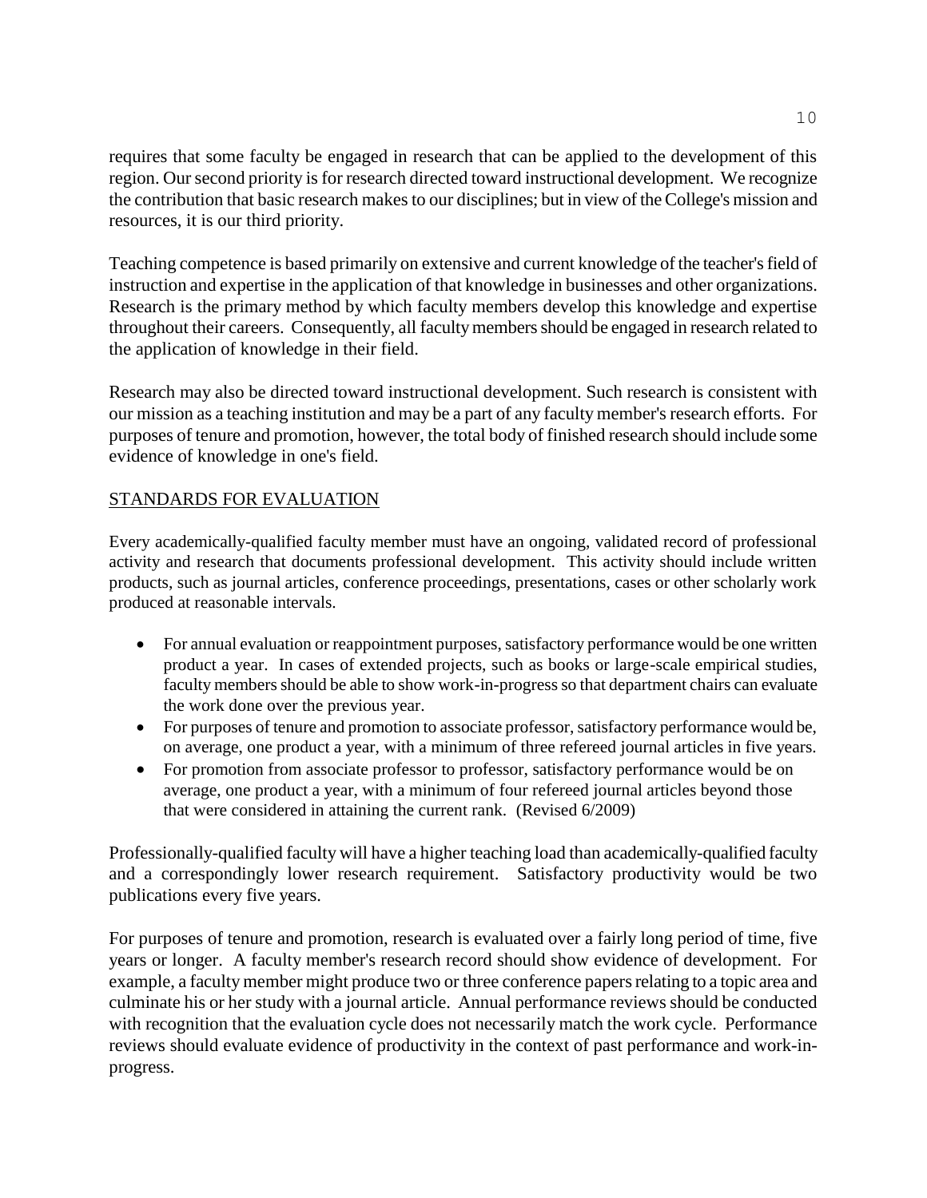requires that some faculty be engaged in research that can be applied to the development of this region. Our second priority is for research directed toward instructional development. We recognize the contribution that basic research makes to our disciplines; but in view of the College's mission and resources, it is our third priority.

Teaching competence is based primarily on extensive and current knowledge of the teacher's field of instruction and expertise in the application of that knowledge in businesses and other organizations. Research is the primary method by which faculty members develop this knowledge and expertise throughout their careers. Consequently, all faculty members should be engaged in research related to the application of knowledge in their field.

Research may also be directed toward instructional development. Such research is consistent with our mission as a teaching institution and may be a part of any faculty member's research efforts. For purposes of tenure and promotion, however, the total body of finished research should include some evidence of knowledge in one's field.

## STANDARDS FOR EVALUATION

Every academically-qualified faculty member must have an ongoing, validated record of professional activity and research that documents professional development. This activity should include written products, such as journal articles, conference proceedings, presentations, cases or other scholarly work produced at reasonable intervals.

- For annual evaluation or reappointment purposes, satisfactory performance would be one written product a year. In cases of extended projects, such as books or large-scale empirical studies, faculty members should be able to show work-in-progress so that department chairs can evaluate the work done over the previous year.
- For purposes of tenure and promotion to associate professor, satisfactory performance would be, on average, one product a year, with a minimum of three refereed journal articles in five years.
- For promotion from associate professor to professor, satisfactory performance would be on average, one product a year, with a minimum of four refereed journal articles beyond those that were considered in attaining the current rank. (Revised 6/2009)

Professionally-qualified faculty will have a higher teaching load than academically-qualified faculty and a correspondingly lower research requirement. Satisfactory productivity would be two publications every five years.

For purposes of tenure and promotion, research is evaluated over a fairly long period of time, five years or longer. A faculty member's research record should show evidence of development. For example, a faculty member might produce two or three conference papers relating to a topic area and culminate his or her study with a journal article. Annual performance reviews should be conducted with recognition that the evaluation cycle does not necessarily match the work cycle. Performance reviews should evaluate evidence of productivity in the context of past performance and work-in-progress.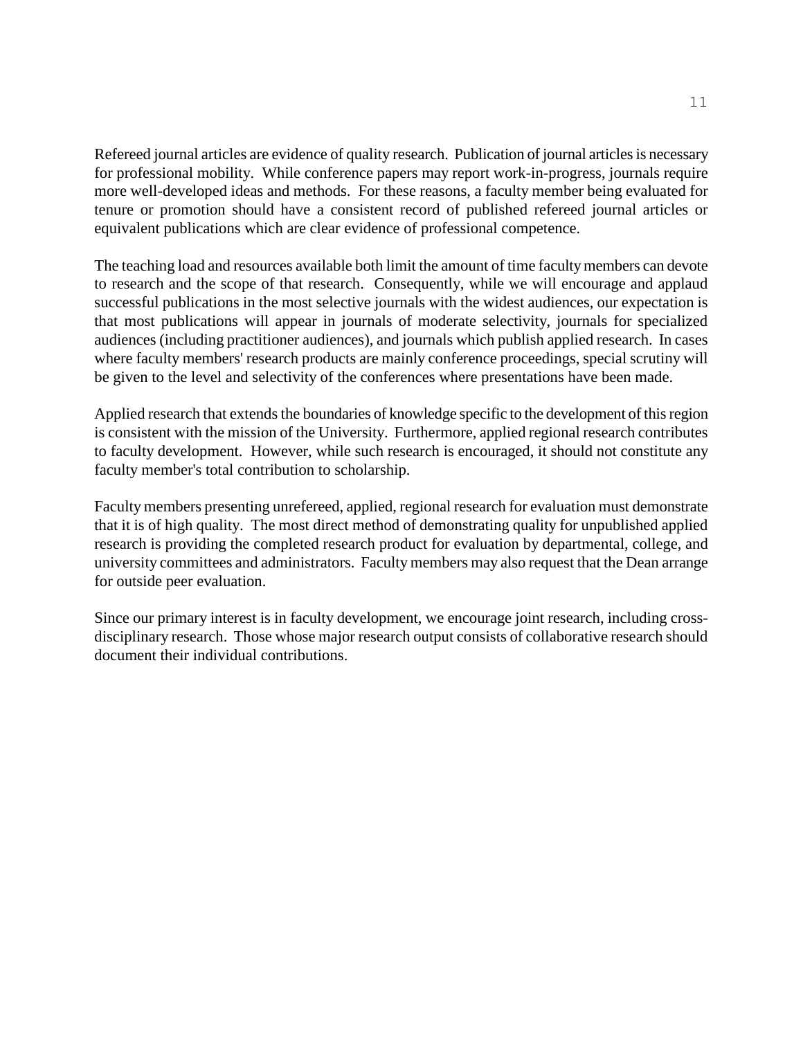Refereed journal articles are evidence of quality research. Publication of journal articles is necessary for professional mobility. While conference papers may report work-in-progress, journals require more well-developed ideas and methods. For these reasons, a faculty member being evaluated for tenure or promotion should have a consistent record of published refereed journal articles or equivalent publications which are clear evidence of professional competence.

The teaching load and resources available both limit the amount of time faculty members can devote to research and the scope of that research. Consequently, while we will encourage and applaud successful publications in the most selective journals with the widest audiences, our expectation is that most publications will appear in journals of moderate selectivity, journals for specialized audiences (including practitioner audiences), and journals which publish applied research. In cases where faculty members' research products are mainly conference proceedings, special scrutiny will be given to the level and selectivity of the conferences where presentations have been made.

Applied research that extends the boundaries of knowledge specific to the development of this region is consistent with the mission of the University. Furthermore, applied regional research contributes to faculty development. However, while such research is encouraged, it should not constitute any faculty member's total contribution to scholarship.

Faculty members presenting unrefereed, applied, regional research for evaluation must demonstrate that it is of high quality. The most direct method of demonstrating quality for unpublished applied research is providing the completed research product for evaluation by departmental, college, and university committees and administrators. Faculty members may also request that the Dean arrange for outside peer evaluation.

Since our primary interest is in faculty development, we encourage joint research, including cross-disciplinary research. Those whose major research output consists of collaborative research should document their individual contributions.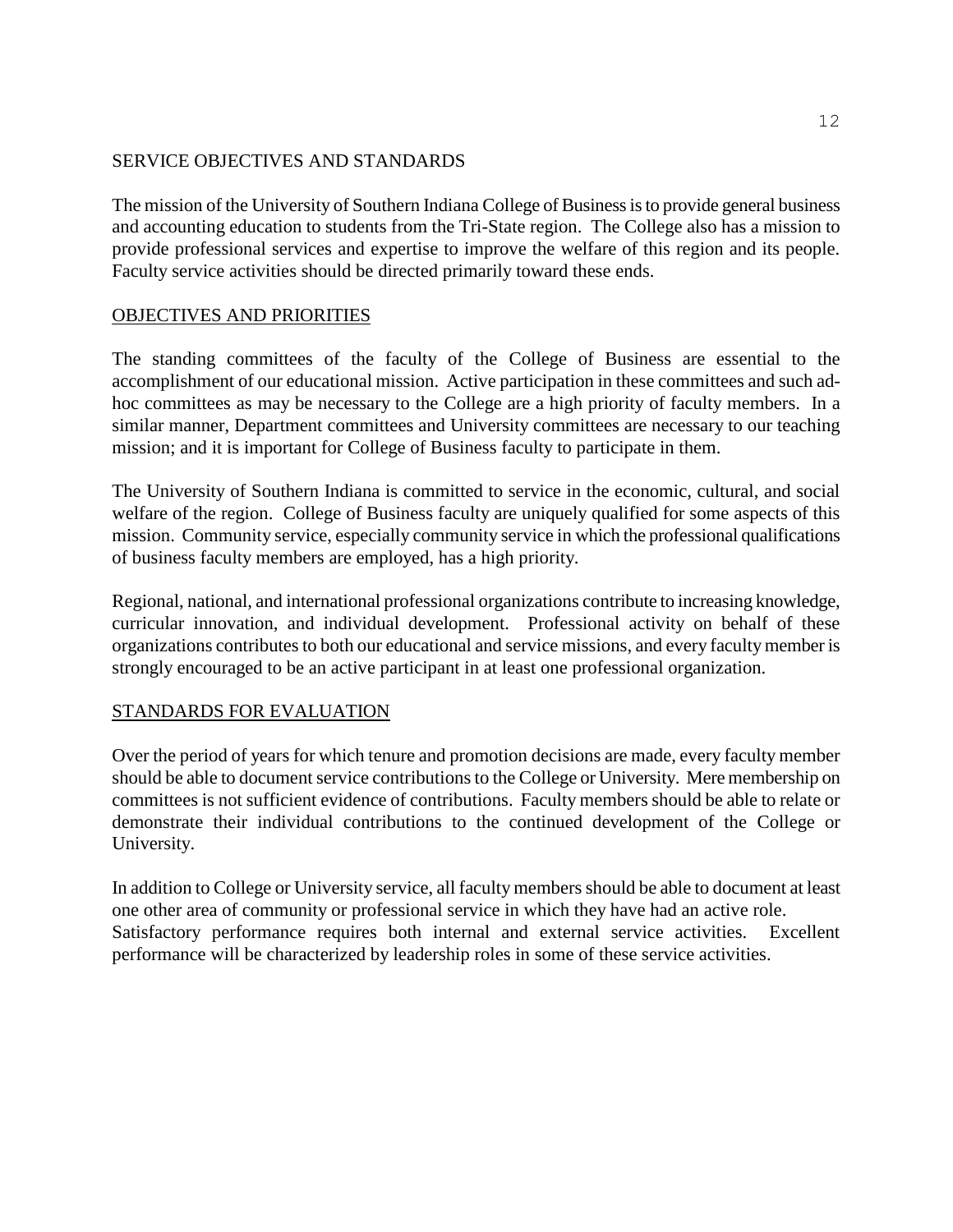## SERVICE OBJECTIVES AND STANDARDS

The mission of the University of Southern Indiana College of Business is to provide general business and accounting education to students from the Tri-State region. The College also has a mission to provide professional services and expertise to improve the welfare of this region and its people. Faculty service activities should be directed primarily toward these ends.

### OBJECTIVES AND PRIORITIES

The standing committees of the faculty of the College of Business are essential to the accomplishment of our educational mission. Active participation in these committees and such ad-hoc committees as may be necessary to the College are a high priority of faculty members. In a similar manner, Department committees and University committees are necessary to our teaching mission; and it is important for College of Business faculty to participate in them.

The University of Southern Indiana is committed to service in the economic, cultural, and social welfare of the region. College of Business faculty are uniquely qualified for some aspects of this mission. Community service, especially community service in which the professional qualifications of business faculty members are employed, has a high priority.

Regional, national, and international professional organizations contribute to increasing knowledge, curricular innovation, and individual development. Professional activity on behalf of these organizations contributes to both our educational and service missions, and every faculty member is strongly encouraged to be an active participant in at least one professional organization.

### STANDARDS FOR EVALUATION

Over the period of years for which tenure and promotion decisions are made, every faculty member should be able to document service contributions to the College or University. Mere membership on committees is not sufficient evidence of contributions. Faculty members should be able to relate or demonstrate their individual contributions to the continued development of the College or University.

In addition to College or University service, all faculty members should be able to document at least one other area of community or professional service in which they have had an active role. Satisfactory performance requires both internal and external service activities. Excellent performance will be characterized by leadership roles in some of these service activities.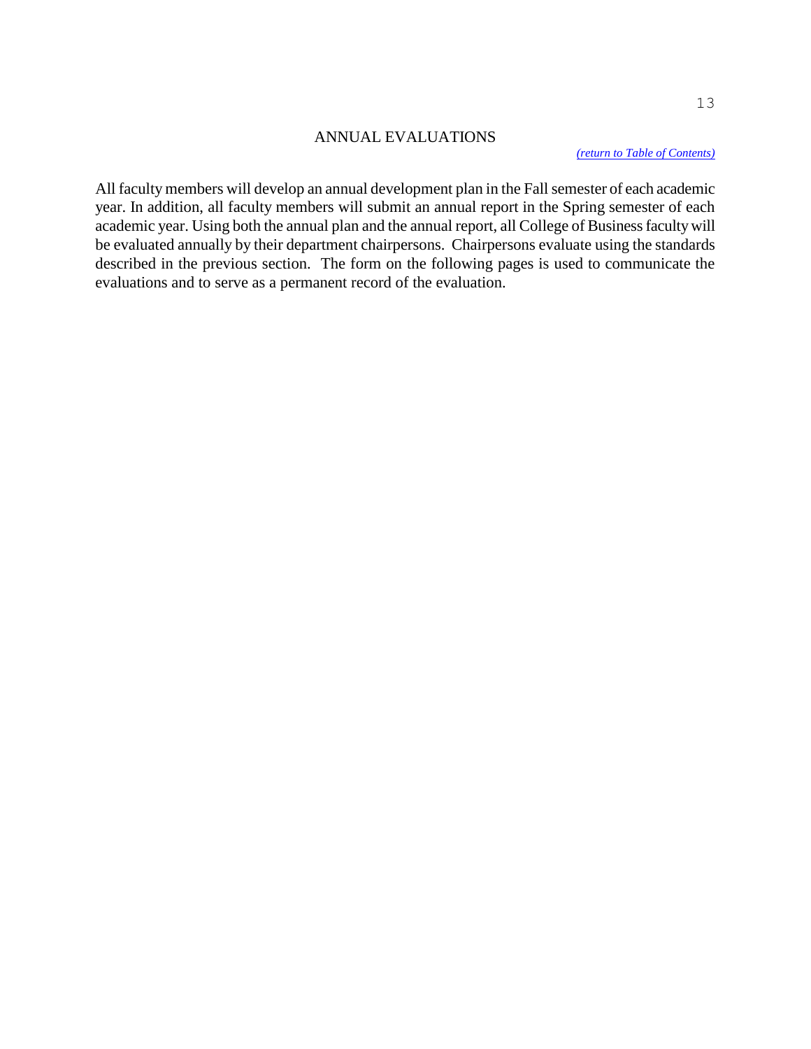# ANNUAL EVALUATIONS

*(return to Table of Contents)*

All faculty members will develop an annual development plan in the Fall semester of each academic year. In addition, all faculty members will submit an annual report in the Spring semester of each academic year. Using both the annual plan and the annual report, all College of Business faculty will be evaluated annually by their department chairpersons. Chairpersons evaluate using the standards described in the previous section. The form on the following pages is used to communicate the evaluations and to serve as a permanent record of the evaluation.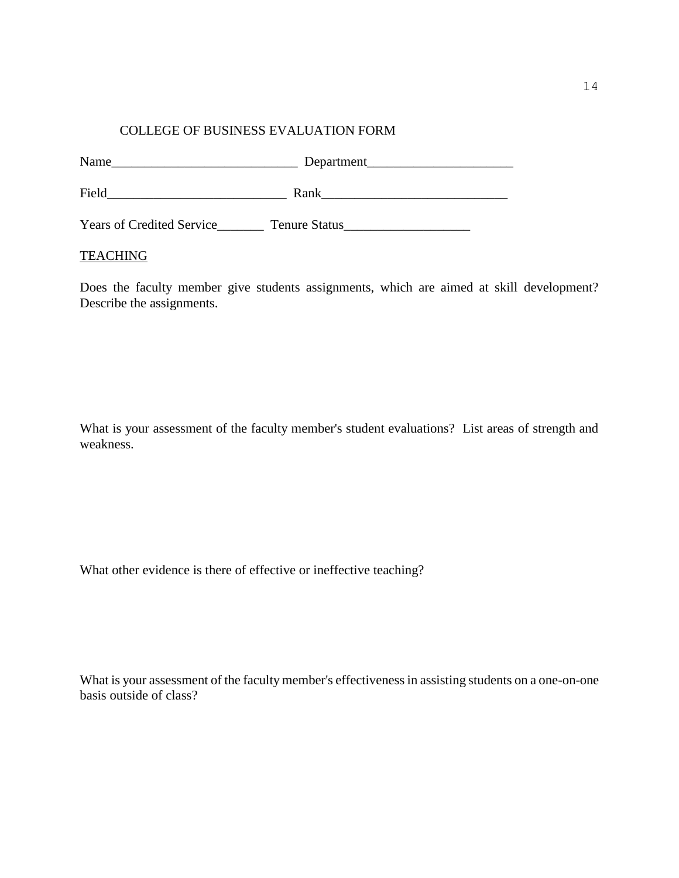COLLEGE OF BUSINESS EVALUATION FORM

Name____________________________ Department______________________

Field___________________________ Rank____________________________

Years of Credited Service_______ Tenure Status___________________

TEACHING

Does the faculty member give students assignments, which are aimed at skill development? Describe the assignments.

What is your assessment of the faculty member's student evaluations? List areas of strength and weakness.

What other evidence is there of effective or ineffective teaching?

What is your assessment of the faculty member's effectiveness in assisting students on a one-on-one basis outside of class?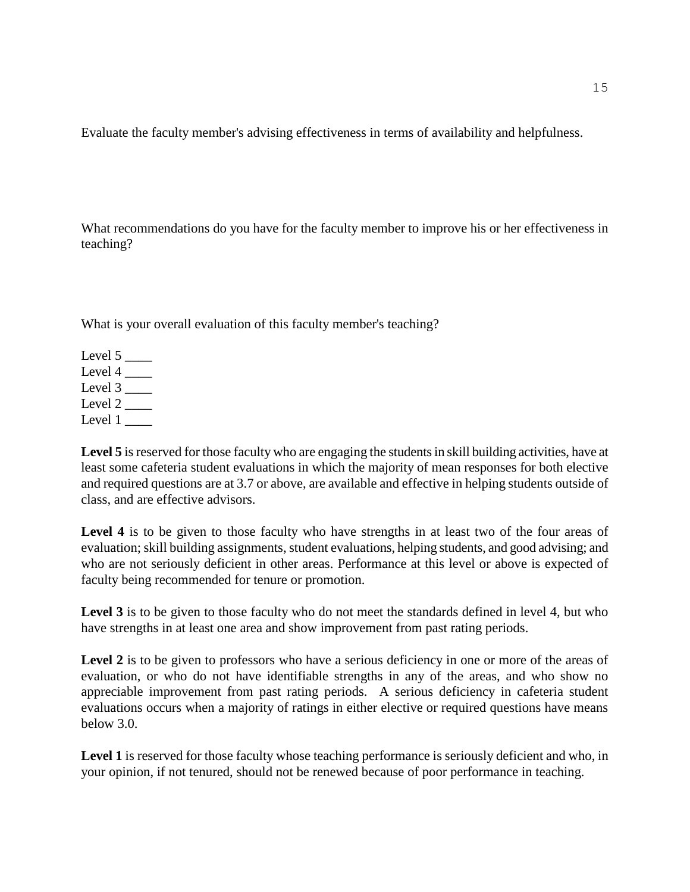Evaluate the faculty member's advising effectiveness in terms of availability and helpfulness.

What recommendations do you have for the faculty member to improve his or her effectiveness in teaching?

What is your overall evaluation of this faculty member's teaching?

Level 5 ____  
Level 4 ____  
Level 3 ____  
Level 2 ____  
Level 1 ____

**Level 5** is reserved for those faculty who are engaging the students in skill building activities, have at least some cafeteria student evaluations in which the majority of mean responses for both elective and required questions are at 3.7 or above, are available and effective in helping students outside of class, and are effective advisors.

**Level 4** is to be given to those faculty who have strengths in at least two of the four areas of evaluation; skill building assignments, student evaluations, helping students, and good advising; and who are not seriously deficient in other areas. Performance at this level or above is expected of faculty being recommended for tenure or promotion.

**Level 3** is to be given to those faculty who do not meet the standards defined in level 4, but who have strengths in at least one area and show improvement from past rating periods.

**Level 2** is to be given to professors who have a serious deficiency in one or more of the areas of evaluation, or who do not have identifiable strengths in any of the areas, and who show no appreciable improvement from past rating periods. A serious deficiency in cafeteria student evaluations occurs when a majority of ratings in either elective or required questions have means below 3.0.

**Level 1** is reserved for those faculty whose teaching performance is seriously deficient and who, in your opinion, if not tenured, should not be renewed because of poor performance in teaching.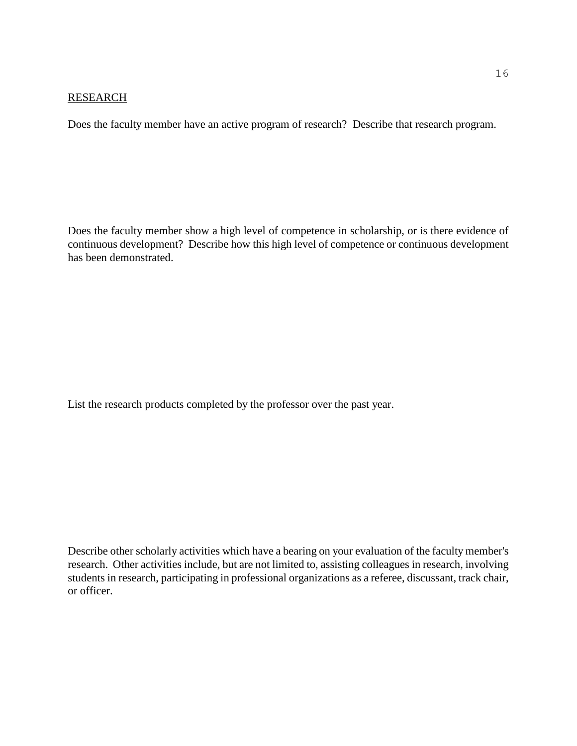## RESEARCH

Does the faculty member have an active program of research? Describe that research program.

Does the faculty member show a high level of competence in scholarship, or is there evidence of continuous development? Describe how this high level of competence or continuous development has been demonstrated.

List the research products completed by the professor over the past year.

Describe other scholarly activities which have a bearing on your evaluation of the faculty member's research. Other activities include, but are not limited to, assisting colleagues in research, involving students in research, participating in professional organizations as a referee, discussant, track chair, or officer.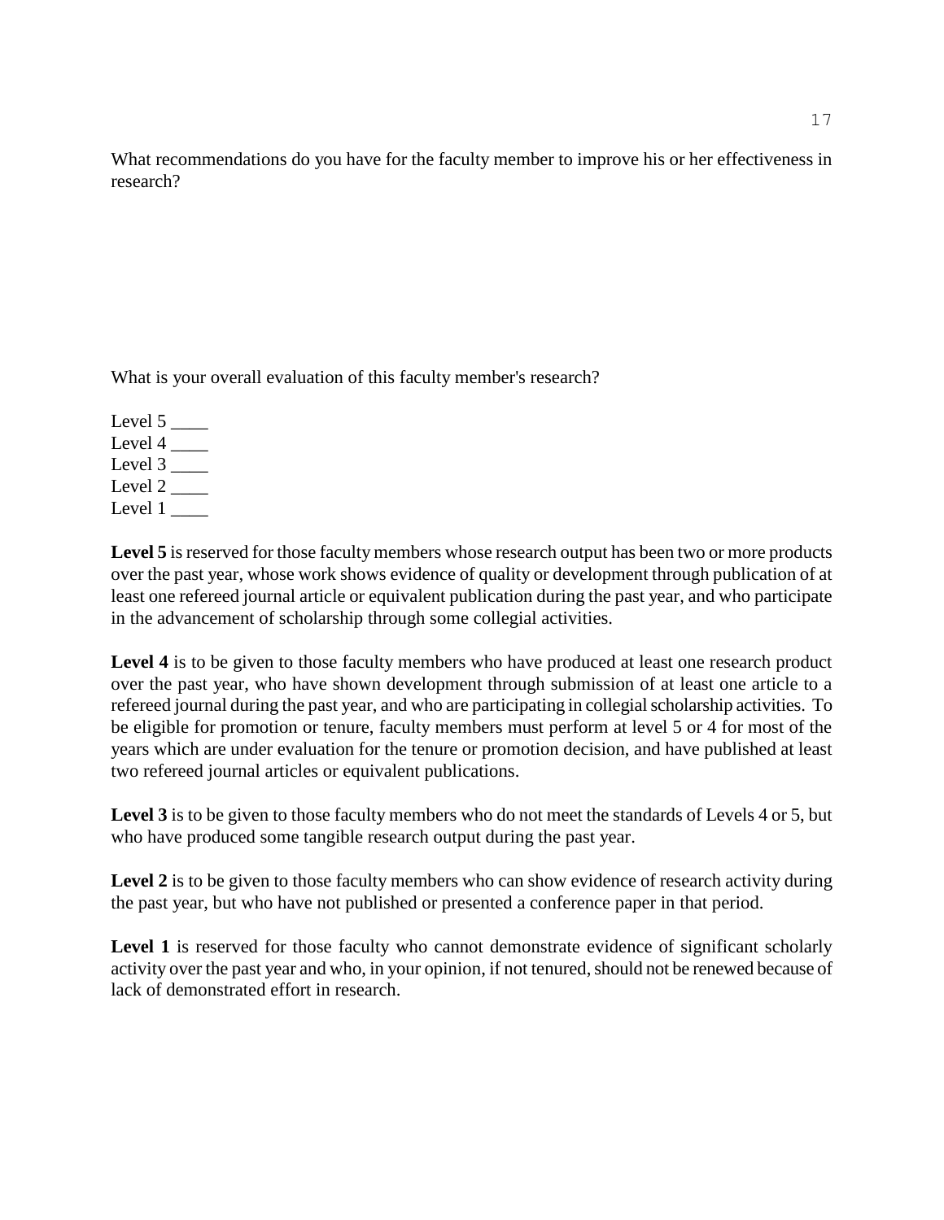What recommendations do you have for the faculty member to improve his or her effectiveness in research?

What is your overall evaluation of this faculty member's research?

Level 5 ____
Level 4 ____
Level 3 ____
Level 2 ____
Level 1 ____

**Level 5** is reserved for those faculty members whose research output has been two or more products over the past year, whose work shows evidence of quality or development through publication of at least one refereed journal article or equivalent publication during the past year, and who participate in the advancement of scholarship through some collegial activities.

**Level 4** is to be given to those faculty members who have produced at least one research product over the past year, who have shown development through submission of at least one article to a refereed journal during the past year, and who are participating in collegial scholarship activities. To be eligible for promotion or tenure, faculty members must perform at level 5 or 4 for most of the years which are under evaluation for the tenure or promotion decision, and have published at least two refereed journal articles or equivalent publications.

**Level 3** is to be given to those faculty members who do not meet the standards of Levels 4 or 5, but who have produced some tangible research output during the past year.

**Level 2** is to be given to those faculty members who can show evidence of research activity during the past year, but who have not published or presented a conference paper in that period.

**Level 1** is reserved for those faculty who cannot demonstrate evidence of significant scholarly activity over the past year and who, in your opinion, if not tenured, should not be renewed because of lack of demonstrated effort in research.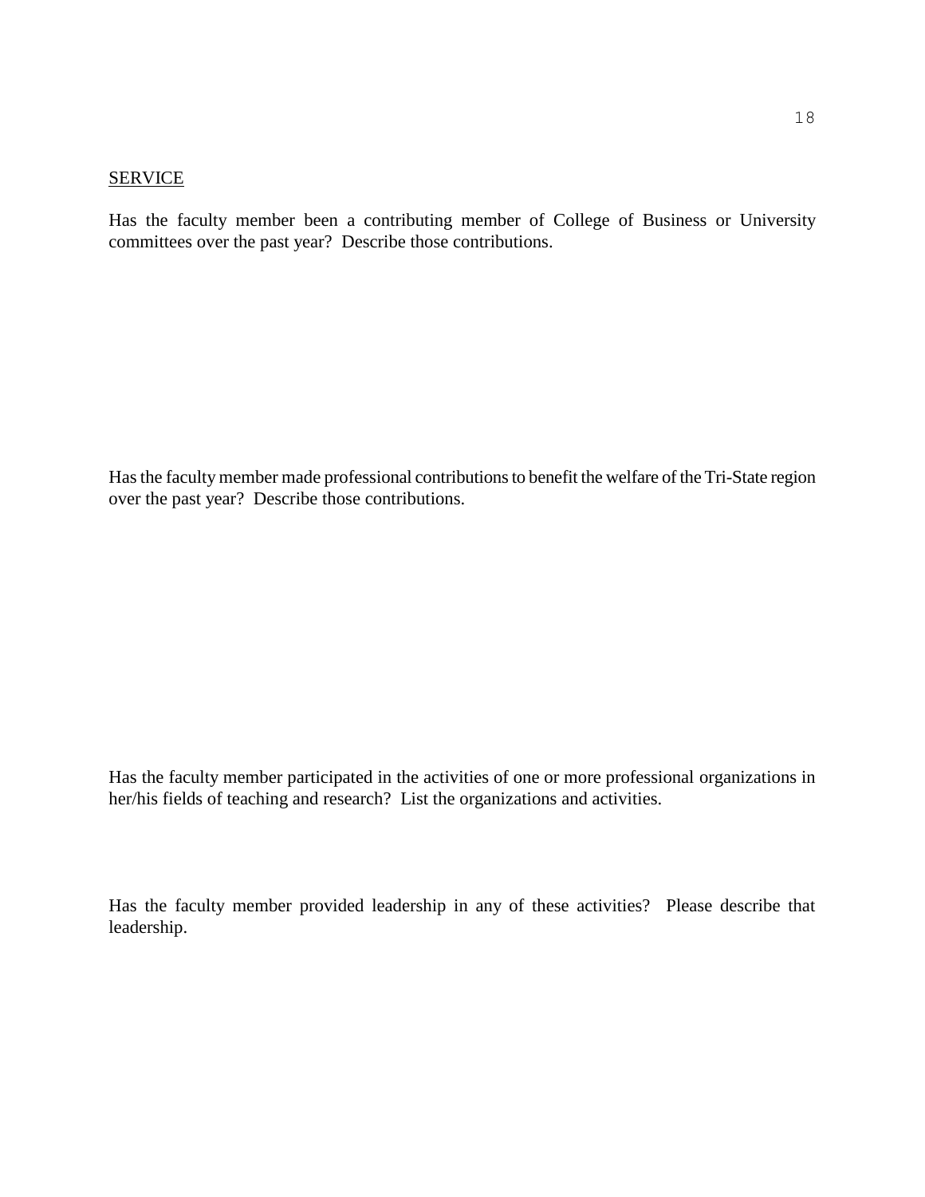SERVICE

Has the faculty member been a contributing member of College of Business or University committees over the past year? Describe those contributions.

Has the faculty member made professional contributions to benefit the welfare of the Tri-State region over the past year? Describe those contributions.

Has the faculty member participated in the activities of one or more professional organizations in her/his fields of teaching and research? List the organizations and activities.

Has the faculty member provided leadership in any of these activities? Please describe that leadership.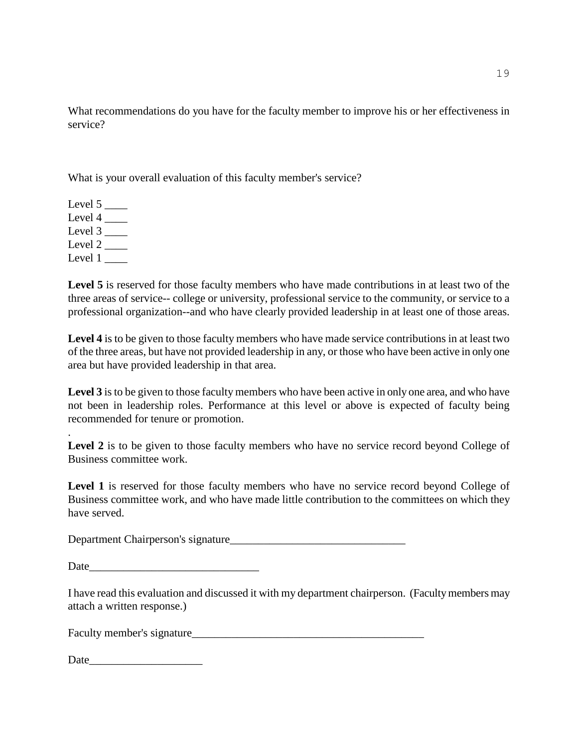What recommendations do you have for the faculty member to improve his or her effectiveness in service?

What is your overall evaluation of this faculty member's service?

Level 5 ____  
Level 4 ____  
Level 3 ____  
Level 2 ____  
Level 1 ____

**Level 5** is reserved for those faculty members who have made contributions in at least two of the three areas of service-- college or university, professional service to the community, or service to a professional organization--and who have clearly provided leadership in at least one of those areas.

**Level 4** is to be given to those faculty members who have made service contributions in at least two of the three areas, but have not provided leadership in any, or those who have been active in only one area but have provided leadership in that area.

**Level 3** is to be given to those faculty members who have been active in only one area, and who have not been in leadership roles. Performance at this level or above is expected of faculty being recommended for tenure or promotion.

.
**Level 2** is to be given to those faculty members who have no service record beyond College of Business committee work.

**Level 1** is reserved for those faculty members who have no service record beyond College of Business committee work, and who have made little contribution to the committees on which they have served.

Department Chairperson's signature_______________________________

Date______________________________

I have read this evaluation and discussed it with my department chairperson. (Faculty members may attach a written response.)

Faculty member's signature__________________________________________

Date____________________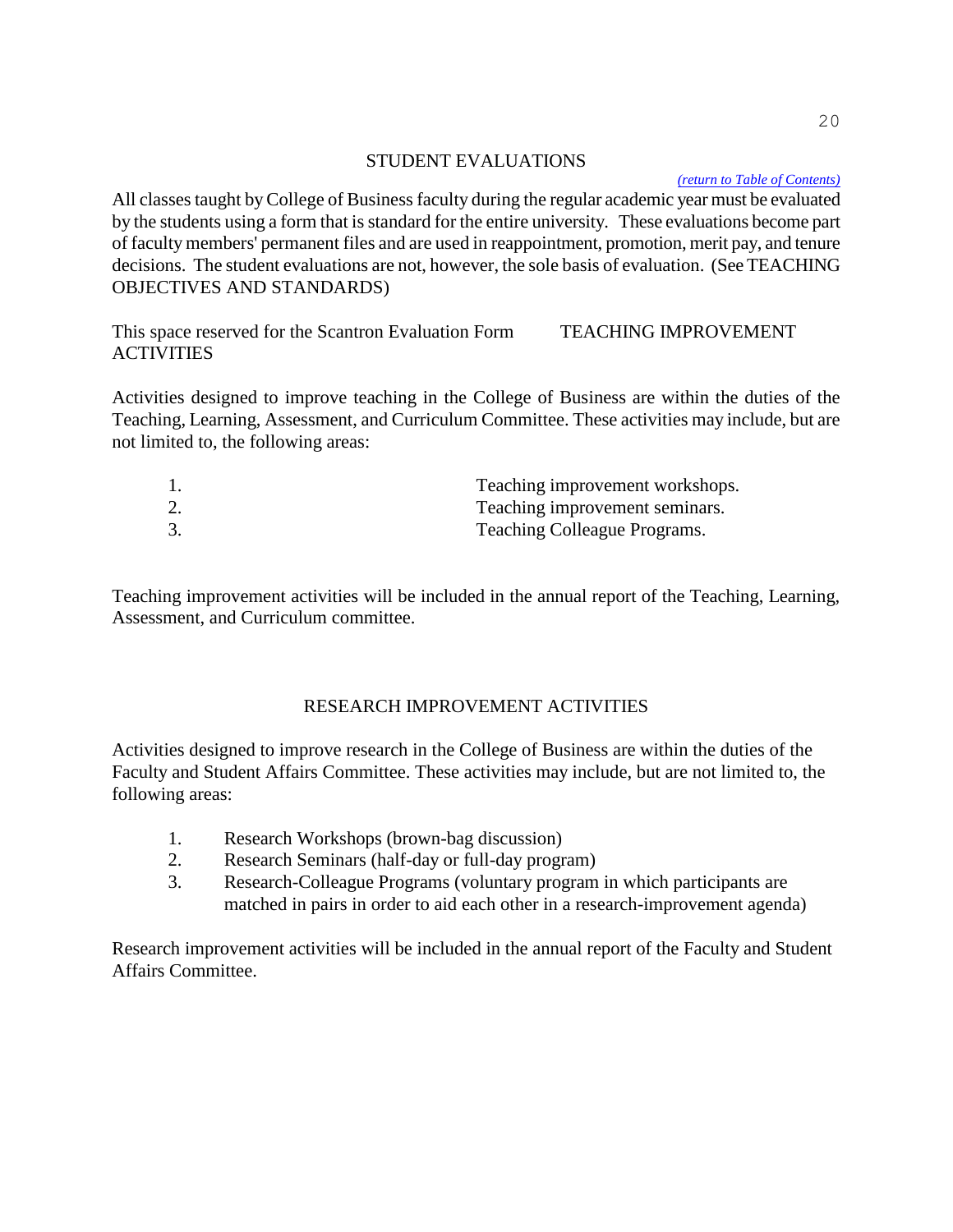## STUDENT EVALUATIONS

*(return to Table of Contents)*

All classes taught by College of Business faculty during the regular academic year must be evaluated by the students using a form that is standard for the entire university. These evaluations become part of faculty members' permanent files and are used in reappointment, promotion, merit pay, and tenure decisions. The student evaluations are not, however, the sole basis of evaluation. (See TEACHING OBJECTIVES AND STANDARDS)

This space reserved for the Scantron Evaluation Form

## TEACHING IMPROVEMENT ACTIVITIES

Activities designed to improve teaching in the College of Business are within the duties of the Teaching, Learning, Assessment, and Curriculum Committee. These activities may include, but are not limited to, the following areas:

1. Teaching improvement workshops.
2. Teaching improvement seminars.
3. Teaching Colleague Programs.

Teaching improvement activities will be included in the annual report of the Teaching, Learning, Assessment, and Curriculum committee.

## RESEARCH IMPROVEMENT ACTIVITIES

Activities designed to improve research in the College of Business are within the duties of the Faculty and Student Affairs Committee. These activities may include, but are not limited to, the following areas:

1. Research Workshops (brown-bag discussion)
2. Research Seminars (half-day or full-day program)
3. Research-Colleague Programs (voluntary program in which participants are matched in pairs in order to aid each other in a research-improvement agenda)

Research improvement activities will be included in the annual report of the Faculty and Student Affairs Committee.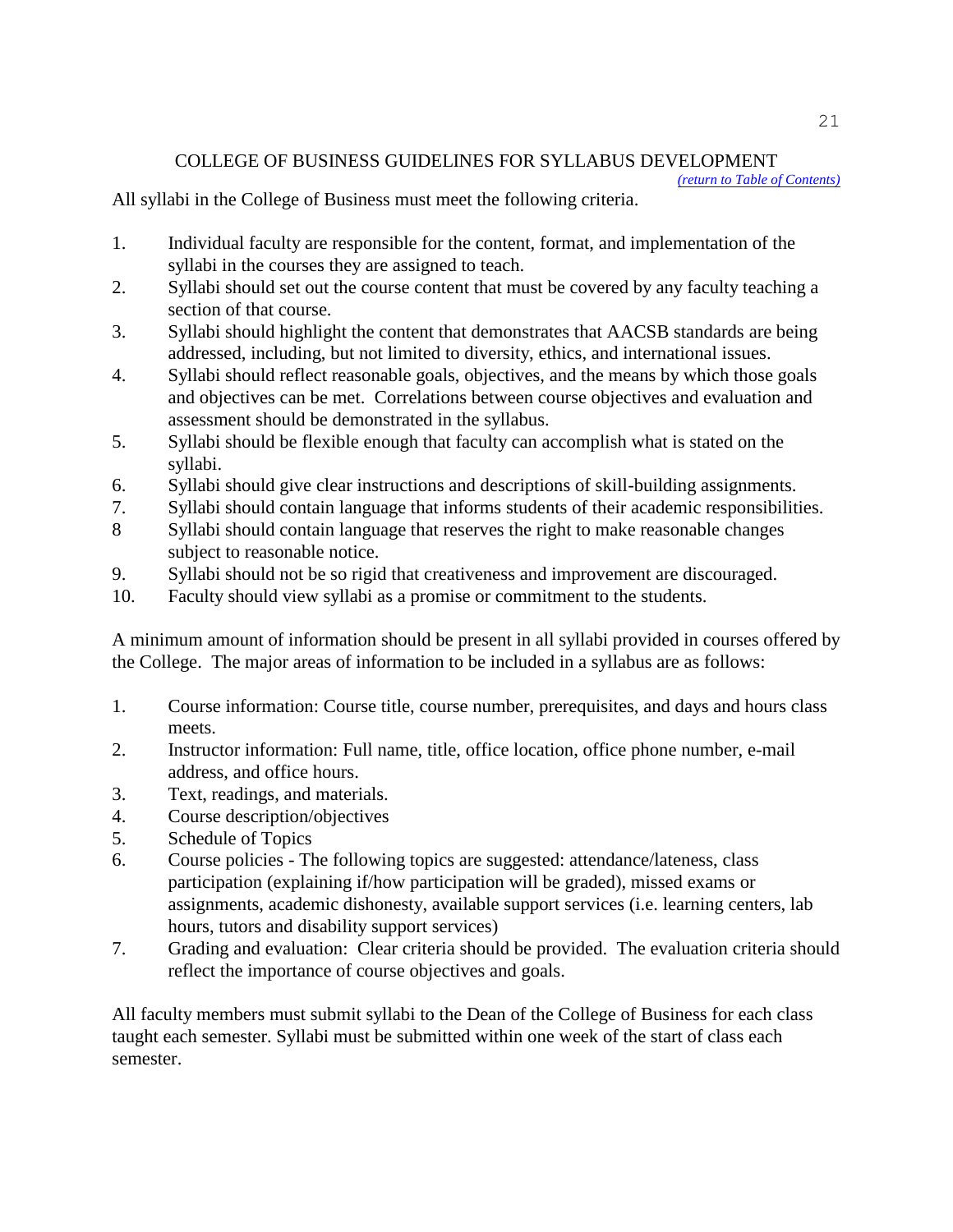## COLLEGE OF BUSINESS GUIDELINES FOR SYLLABUS DEVELOPMENT

*(return to Table of Contents)*

All syllabi in the College of Business must meet the following criteria.

1. Individual faculty are responsible for the content, format, and implementation of the syllabi in the courses they are assigned to teach.
2. Syllabi should set out the course content that must be covered by any faculty teaching a section of that course.
3. Syllabi should highlight the content that demonstrates that AACSB standards are being addressed, including, but not limited to diversity, ethics, and international issues.
4. Syllabi should reflect reasonable goals, objectives, and the means by which those goals and objectives can be met. Correlations between course objectives and evaluation and assessment should be demonstrated in the syllabus.
5. Syllabi should be flexible enough that faculty can accomplish what is stated on the syllabi.
6. Syllabi should give clear instructions and descriptions of skill-building assignments.
7. Syllabi should contain language that informs students of their academic responsibilities.
8. Syllabi should contain language that reserves the right to make reasonable changes subject to reasonable notice.
9. Syllabi should not be so rigid that creativeness and improvement are discouraged.
10. Faculty should view syllabi as a promise or commitment to the students.

A minimum amount of information should be present in all syllabi provided in courses offered by the College. The major areas of information to be included in a syllabus are as follows:

1. Course information: Course title, course number, prerequisites, and days and hours class meets.
2. Instructor information: Full name, title, office location, office phone number, e-mail address, and office hours.
3. Text, readings, and materials.
4. Course description/objectives
5. Schedule of Topics
6. Course policies - The following topics are suggested: attendance/lateness, class participation (explaining if/how participation will be graded), missed exams or assignments, academic dishonesty, available support services (i.e. learning centers, lab hours, tutors and disability support services)
7. Grading and evaluation: Clear criteria should be provided. The evaluation criteria should reflect the importance of course objectives and goals.

All faculty members must submit syllabi to the Dean of the College of Business for each class taught each semester. Syllabi must be submitted within one week of the start of class each semester.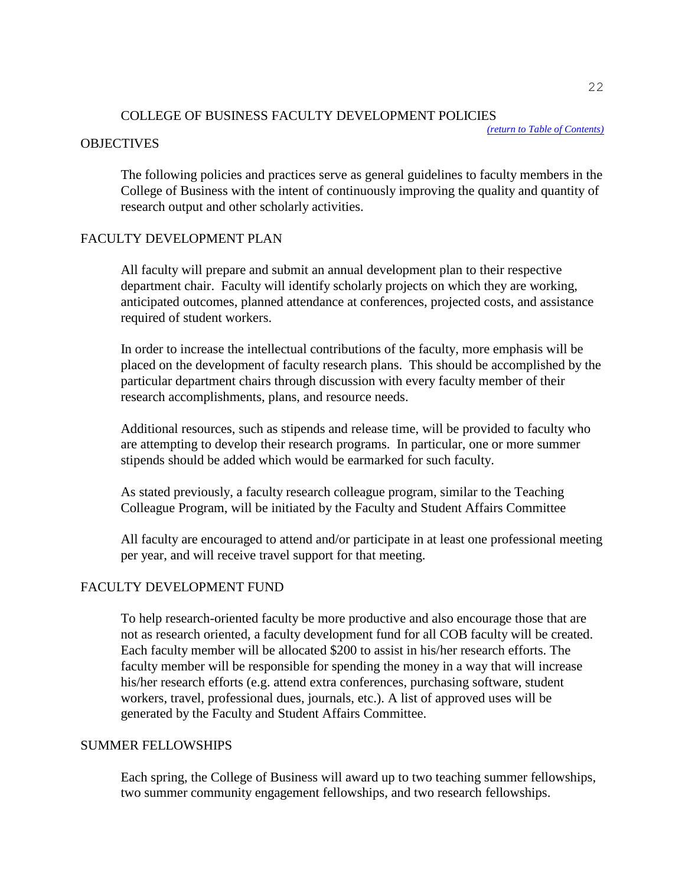## COLLEGE OF BUSINESS FACULTY DEVELOPMENT POLICIES

*(return to Table of Contents)*

### OBJECTIVES

The following policies and practices serve as general guidelines to faculty members in the College of Business with the intent of continuously improving the quality and quantity of research output and other scholarly activities.

### FACULTY DEVELOPMENT PLAN

All faculty will prepare and submit an annual development plan to their respective department chair. Faculty will identify scholarly projects on which they are working, anticipated outcomes, planned attendance at conferences, projected costs, and assistance required of student workers.

In order to increase the intellectual contributions of the faculty, more emphasis will be placed on the development of faculty research plans. This should be accomplished by the particular department chairs through discussion with every faculty member of their research accomplishments, plans, and resource needs.

Additional resources, such as stipends and release time, will be provided to faculty who are attempting to develop their research programs. In particular, one or more summer stipends should be added which would be earmarked for such faculty.

As stated previously, a faculty research colleague program, similar to the Teaching Colleague Program, will be initiated by the Faculty and Student Affairs Committee

All faculty are encouraged to attend and/or participate in at least one professional meeting per year, and will receive travel support for that meeting.

### FACULTY DEVELOPMENT FUND

To help research-oriented faculty be more productive and also encourage those that are not as research oriented, a faculty development fund for all COB faculty will be created. Each faculty member will be allocated $200 to assist in his/her research efforts. The faculty member will be responsible for spending the money in a way that will increase his/her research efforts (e.g. attend extra conferences, purchasing software, student workers, travel, professional dues, journals, etc.). A list of approved uses will be generated by the Faculty and Student Affairs Committee.

### SUMMER FELLOWSHIPS

Each spring, the College of Business will award up to two teaching summer fellowships, two summer community engagement fellowships, and two research fellowships.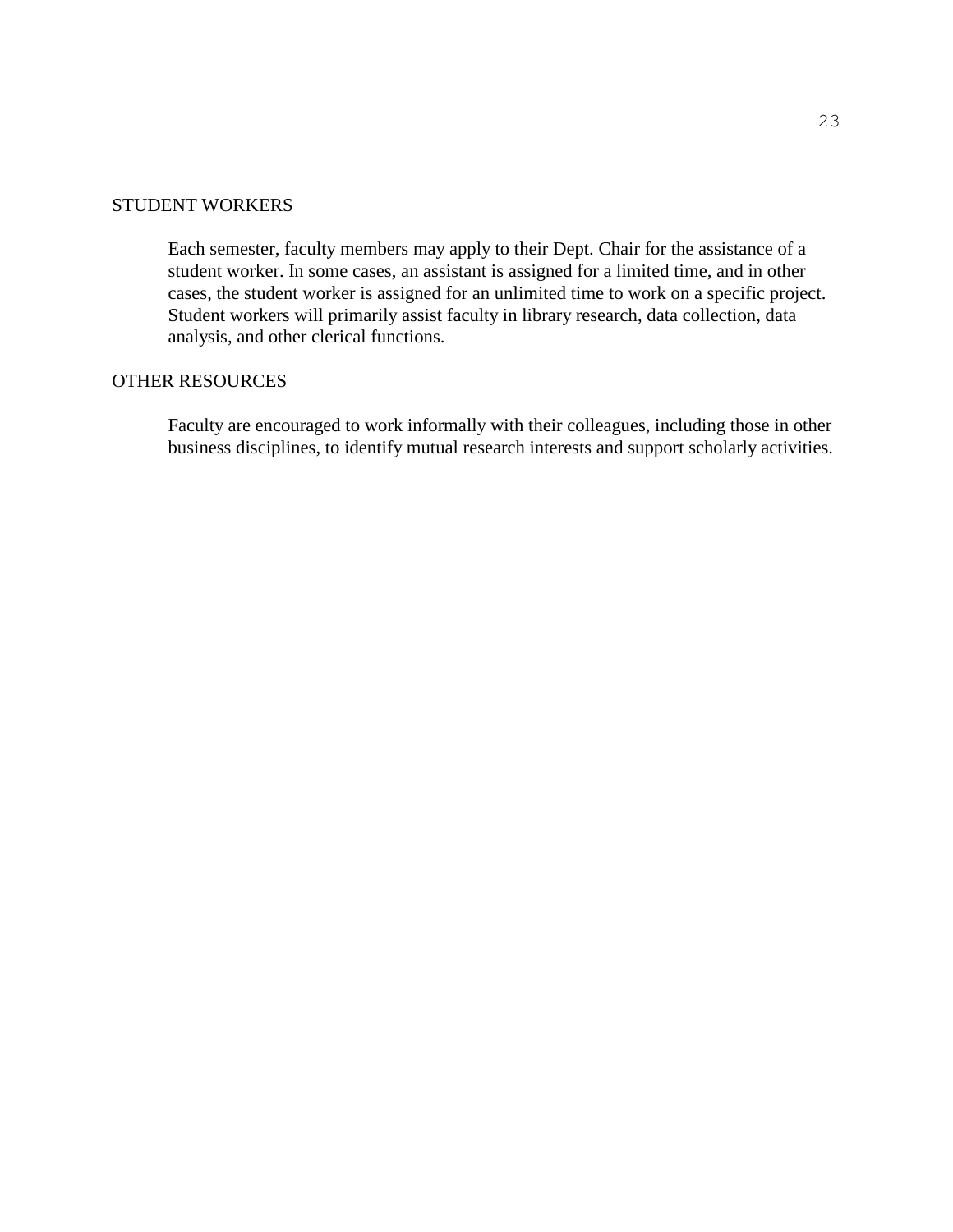## STUDENT WORKERS

Each semester, faculty members may apply to their Dept. Chair for the assistance of a student worker. In some cases, an assistant is assigned for a limited time, and in other cases, the student worker is assigned for an unlimited time to work on a specific project. Student workers will primarily assist faculty in library research, data collection, data analysis, and other clerical functions.

## OTHER RESOURCES

Faculty are encouraged to work informally with their colleagues, including those in other business disciplines, to identify mutual research interests and support scholarly activities.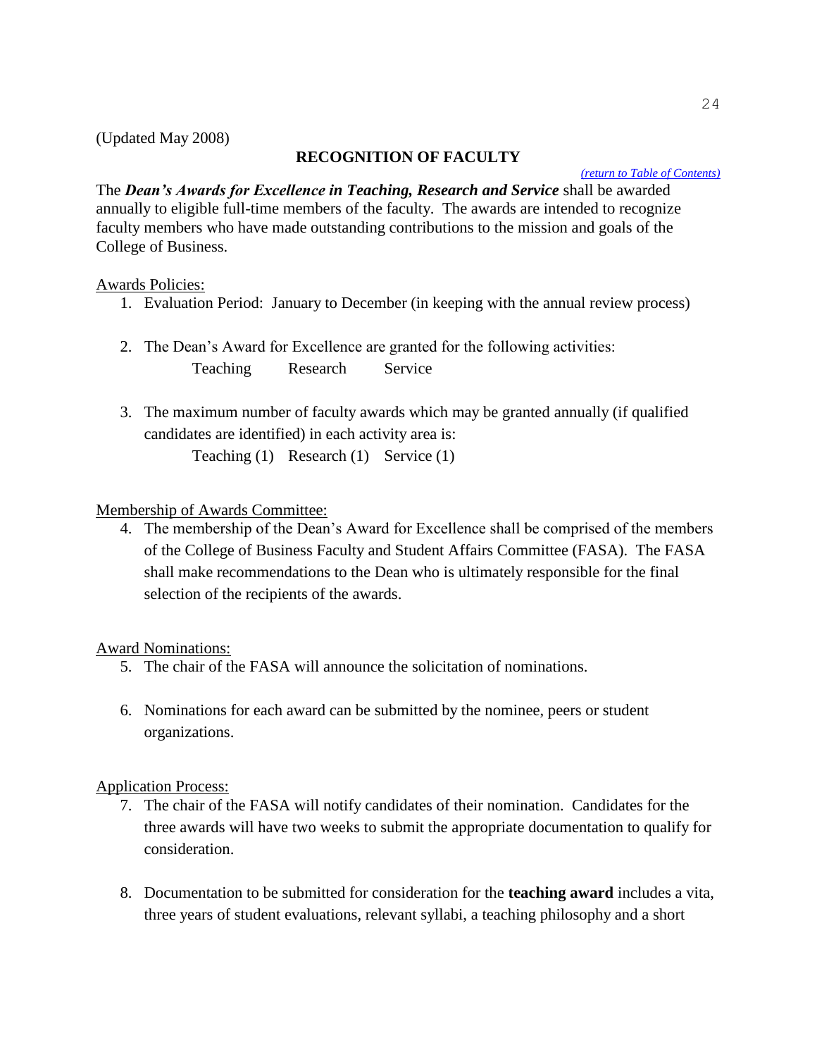(Updated May 2008)

## RECOGNITION OF FACULTY

*(return to Table of Contents)*

The ***Dean's Awards for Excellence in Teaching, Research and Service*** shall be awarded annually to eligible full-time members of the faculty. The awards are intended to recognize faculty members who have made outstanding contributions to the mission and goals of the College of Business.

Awards Policies:

1. Evaluation Period: January to December (in keeping with the annual review process)

2. The Dean's Award for Excellence are granted for the following activities:
   Teaching    Research    Service

3. The maximum number of faculty awards which may be granted annually (if qualified candidates are identified) in each activity area is:
   Teaching (1)  Research (1)  Service (1)

Membership of Awards Committee:

4. The membership of the Dean's Award for Excellence shall be comprised of the members of the College of Business Faculty and Student Affairs Committee (FASA). The FASA shall make recommendations to the Dean who is ultimately responsible for the final selection of the recipients of the awards.

Award Nominations:

5. The chair of the FASA will announce the solicitation of nominations.

6. Nominations for each award can be submitted by the nominee, peers or student organizations.

Application Process:

7. The chair of the FASA will notify candidates of their nomination. Candidates for the three awards will have two weeks to submit the appropriate documentation to qualify for consideration.

8. Documentation to be submitted for consideration for the **teaching award** includes a vita, three years of student evaluations, relevant syllabi, a teaching philosophy and a short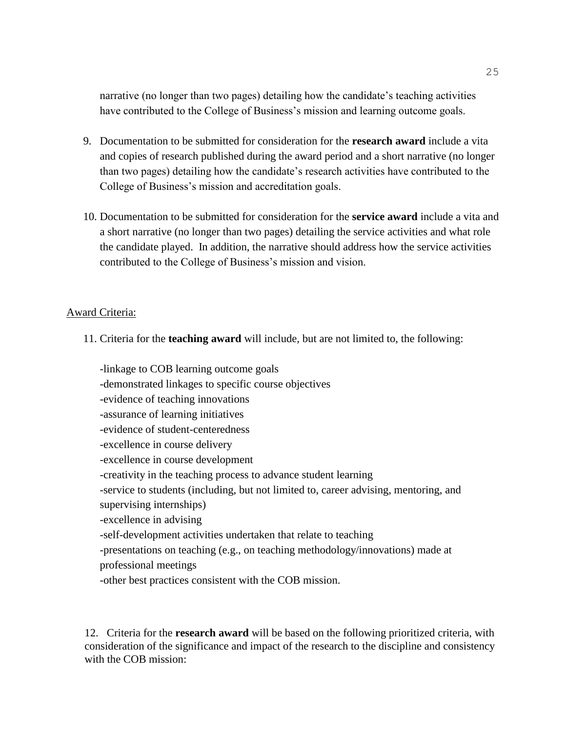narrative (no longer than two pages) detailing how the candidate's teaching activities have contributed to the College of Business's mission and learning outcome goals.

9. Documentation to be submitted for consideration for the **research award** include a vita and copies of research published during the award period and a short narrative (no longer than two pages) detailing how the candidate's research activities have contributed to the College of Business's mission and accreditation goals.

10. Documentation to be submitted for consideration for the **service award** include a vita and a short narrative (no longer than two pages) detailing the service activities and what role the candidate played. In addition, the narrative should address how the service activities contributed to the College of Business's mission and vision.

Award Criteria:

11. Criteria for the **teaching award** will include, but are not limited to, the following:

    -linkage to COB learning outcome goals
    -demonstrated linkages to specific course objectives
    -evidence of teaching innovations
    -assurance of learning initiatives
    -evidence of student-centeredness
    -excellence in course delivery
    -excellence in course development
    -creativity in the teaching process to advance student learning
    -service to students (including, but not limited to, career advising, mentoring, and supervising internships)
    -excellence in advising
    -self-development activities undertaken that relate to teaching
    -presentations on teaching (e.g., on teaching methodology/innovations) made at professional meetings
    -other best practices consistent with the COB mission.

12. Criteria for the **research award** will be based on the following prioritized criteria, with consideration of the significance and impact of the research to the discipline and consistency with the COB mission: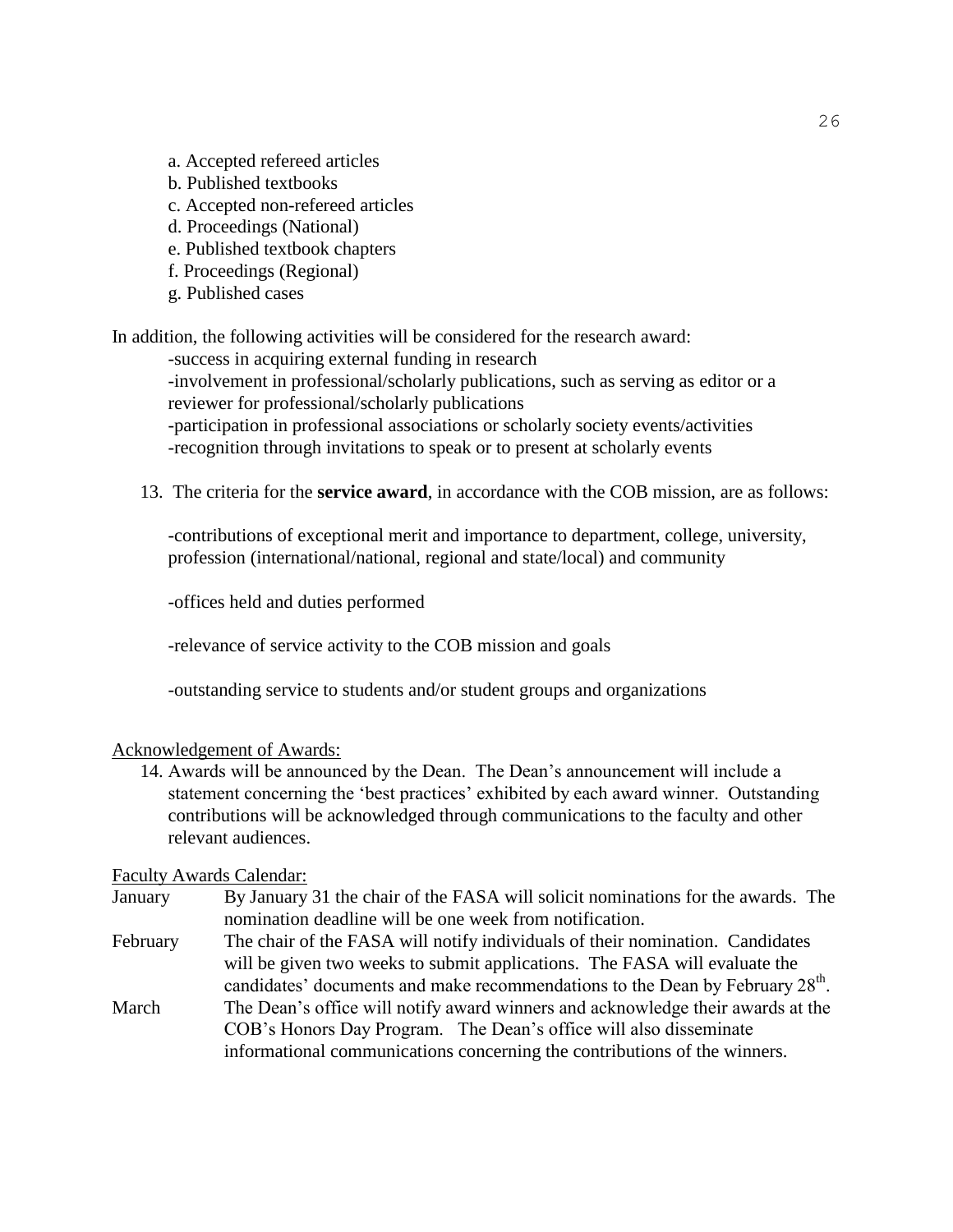a. Accepted refereed articles
b. Published textbooks
c. Accepted non-refereed articles
d. Proceedings (National)
e. Published textbook chapters
f. Proceedings (Regional)
g. Published cases

In addition, the following activities will be considered for the research award:

-success in acquiring external funding in research
-involvement in professional/scholarly publications, such as serving as editor or a reviewer for professional/scholarly publications
-participation in professional associations or scholarly society events/activities
-recognition through invitations to speak or to present at scholarly events

13. The criteria for the **service award**, in accordance with the COB mission, are as follows:

 -contributions of exceptional merit and importance to department, college, university, profession (international/national, regional and state/local) and community

 -offices held and duties performed

 -relevance of service activity to the COB mission and goals

 -outstanding service to students and/or student groups and organizations

Acknowledgement of Awards:

14. Awards will be announced by the Dean. The Dean's announcement will include a statement concerning the 'best practices' exhibited by each award winner. Outstanding contributions will be acknowledged through communications to the faculty and other relevant audiences.

Faculty Awards Calendar:

| | |
|---|---|
| January | By January 31 the chair of the FASA will solicit nominations for the awards. The nomination deadline will be one week from notification. |
| February | The chair of the FASA will notify individuals of their nomination. Candidates will be given two weeks to submit applications. The FASA will evaluate the candidates' documents and make recommendations to the Dean by February 28th. |
| March | The Dean's office will notify award winners and acknowledge their awards at the COB's Honors Day Program. The Dean's office will also disseminate informational communications concerning the contributions of the winners. |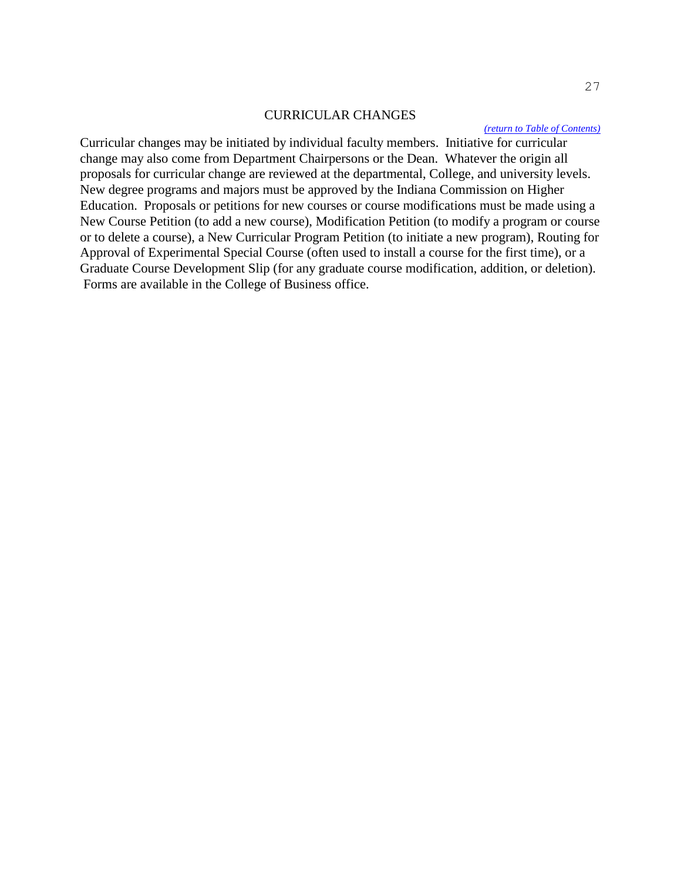## CURRICULAR CHANGES

*(return to Table of Contents)*

Curricular changes may be initiated by individual faculty members. Initiative for curricular change may also come from Department Chairpersons or the Dean. Whatever the origin all proposals for curricular change are reviewed at the departmental, College, and university levels. New degree programs and majors must be approved by the Indiana Commission on Higher Education. Proposals or petitions for new courses or course modifications must be made using a New Course Petition (to add a new course), Modification Petition (to modify a program or course or to delete a course), a New Curricular Program Petition (to initiate a new program), Routing for Approval of Experimental Special Course (often used to install a course for the first time), or a Graduate Course Development Slip (for any graduate course modification, addition, or deletion). Forms are available in the College of Business office.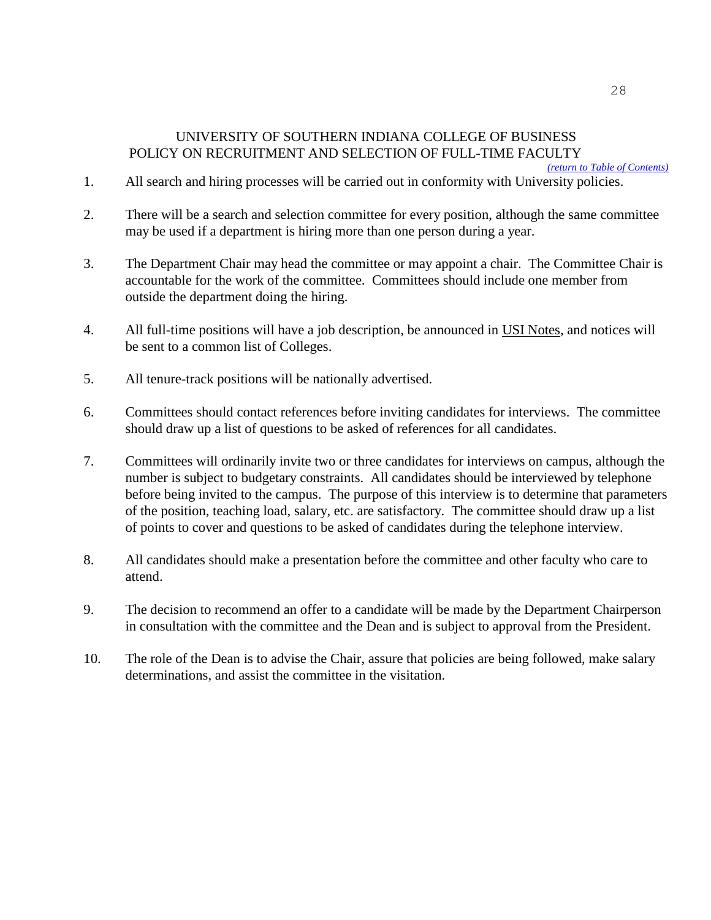# UNIVERSITY OF SOUTHERN INDIANA COLLEGE OF BUSINESS POLICY ON RECRUITMENT AND SELECTION OF FULL-TIME FACULTY

*(return to Table of Contents)*

1. All search and hiring processes will be carried out in conformity with University policies.

2. There will be a search and selection committee for every position, although the same committee may be used if a department is hiring more than one person during a year.

3. The Department Chair may head the committee or may appoint a chair. The Committee Chair is accountable for the work of the committee. Committees should include one member from outside the department doing the hiring.

4. All full-time positions will have a job description, be announced in USI Notes, and notices will be sent to a common list of Colleges.

5. All tenure-track positions will be nationally advertised.

6. Committees should contact references before inviting candidates for interviews. The committee should draw up a list of questions to be asked of references for all candidates.

7. Committees will ordinarily invite two or three candidates for interviews on campus, although the number is subject to budgetary constraints. All candidates should be interviewed by telephone before being invited to the campus. The purpose of this interview is to determine that parameters of the position, teaching load, salary, etc. are satisfactory. The committee should draw up a list of points to cover and questions to be asked of candidates during the telephone interview.

8. All candidates should make a presentation before the committee and other faculty who care to attend.

9. The decision to recommend an offer to a candidate will be made by the Department Chairperson in consultation with the committee and the Dean and is subject to approval from the President.

10. The role of the Dean is to advise the Chair, assure that policies are being followed, make salary determinations, and assist the committee in the visitation.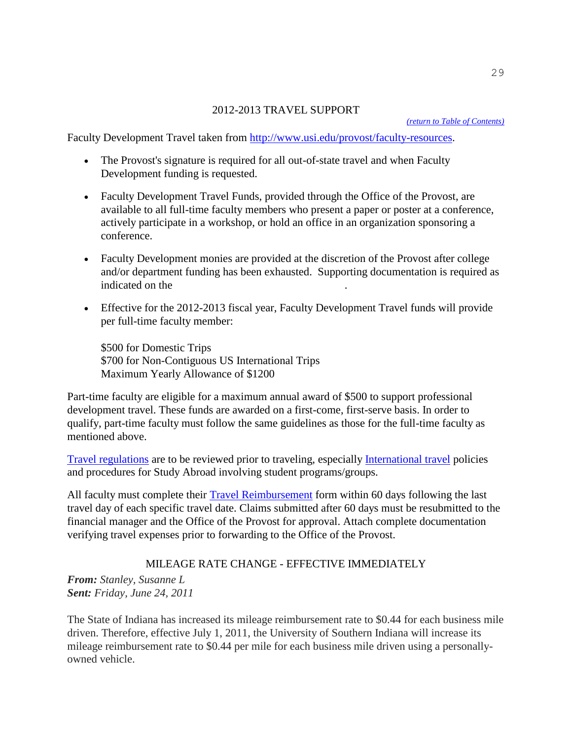## 2012-2013 TRAVEL SUPPORT

*(return to Table of Contents)*

Faculty Development Travel taken from http://www.usi.edu/provost/faculty-resources.

- The Provost's signature is required for all out-of-state travel and when Faculty Development funding is requested.
- Faculty Development Travel Funds, provided through the Office of the Provost, are available to all full-time faculty members who present a paper or poster at a conference, actively participate in a workshop, or hold an office in an organization sponsoring a conference.
- Faculty Development monies are provided at the discretion of the Provost after college and/or department funding has been exhausted. Supporting documentation is required as indicated on the .
- Effective for the 2012-2013 fiscal year, Faculty Development Travel funds will provide per full-time faculty member:

  $500 for Domestic Trips
  $700 for Non-Contiguous US International Trips
  Maximum Yearly Allowance of $1200

Part-time faculty are eligible for a maximum annual award of $500 to support professional development travel. These funds are awarded on a first-come, first-serve basis. In order to qualify, part-time faculty must follow the same guidelines as those for the full-time faculty as mentioned above.

Travel regulations are to be reviewed prior to traveling, especially International travel policies and procedures for Study Abroad involving student programs/groups.

All faculty must complete their Travel Reimbursement form within 60 days following the last travel day of each specific travel date. Claims submitted after 60 days must be resubmitted to the financial manager and the Office of the Provost for approval. Attach complete documentation verifying travel expenses prior to forwarding to the Office of the Provost.

## MILEAGE RATE CHANGE - EFFECTIVE IMMEDIATELY

***From:*** *Stanley, Susanne L*
***Sent:*** *Friday, June 24, 2011*

The State of Indiana has increased its mileage reimbursement rate to $0.44 for each business mile driven. Therefore, effective July 1, 2011, the University of Southern Indiana will increase its mileage reimbursement rate to $0.44 per mile for each business mile driven using a personally-owned vehicle.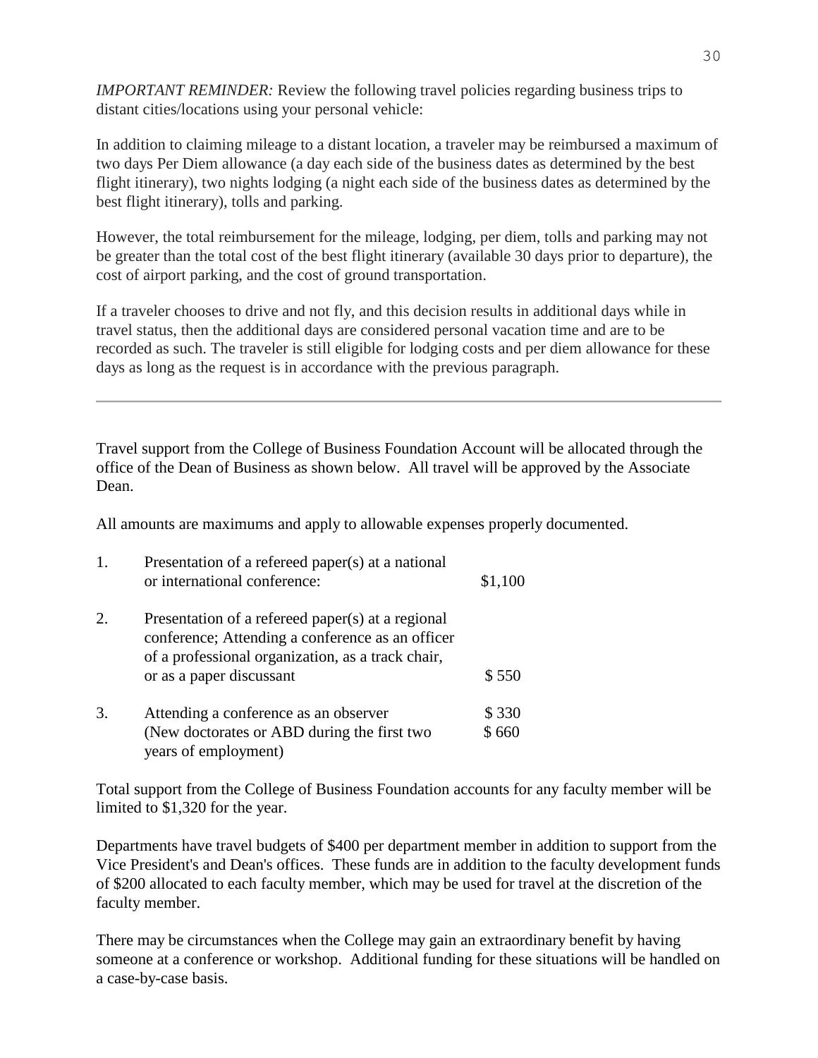*IMPORTANT REMINDER:* Review the following travel policies regarding business trips to distant cities/locations using your personal vehicle:

In addition to claiming mileage to a distant location, a traveler may be reimbursed a maximum of two days Per Diem allowance (a day each side of the business dates as determined by the best flight itinerary), two nights lodging (a night each side of the business dates as determined by the best flight itinerary), tolls and parking.

However, the total reimbursement for the mileage, lodging, per diem, tolls and parking may not be greater than the total cost of the best flight itinerary (available 30 days prior to departure), the cost of airport parking, and the cost of ground transportation.

If a traveler chooses to drive and not fly, and this decision results in additional days while in travel status, then the additional days are considered personal vacation time and are to be recorded as such. The traveler is still eligible for lodging costs and per diem allowance for these days as long as the request is in accordance with the previous paragraph.

---

Travel support from the College of Business Foundation Account will be allocated through the office of the Dean of Business as shown below. All travel will be approved by the Associate Dean.

All amounts are maximums and apply to allowable expenses properly documented.

| | | |
|---|---|---|
| 1. | Presentation of a refereed paper(s) at a national or international conference: | $1,100 |
| 2. | Presentation of a refereed paper(s) at a regional conference; Attending a conference as an officer of a professional organization, as a track chair, or as a paper discussant | $ 550 |
| 3. | Attending a conference as an observer | $ 330 |
| | (New doctorates or ABD during the first two years of employment) | $ 660 |

Total support from the College of Business Foundation accounts for any faculty member will be limited to $1,320 for the year.

Departments have travel budgets of $400 per department member in addition to support from the Vice President's and Dean's offices. These funds are in addition to the faculty development funds of $200 allocated to each faculty member, which may be used for travel at the discretion of the faculty member.

There may be circumstances when the College may gain an extraordinary benefit by having someone at a conference or workshop. Additional funding for these situations will be handled on a case-by-case basis.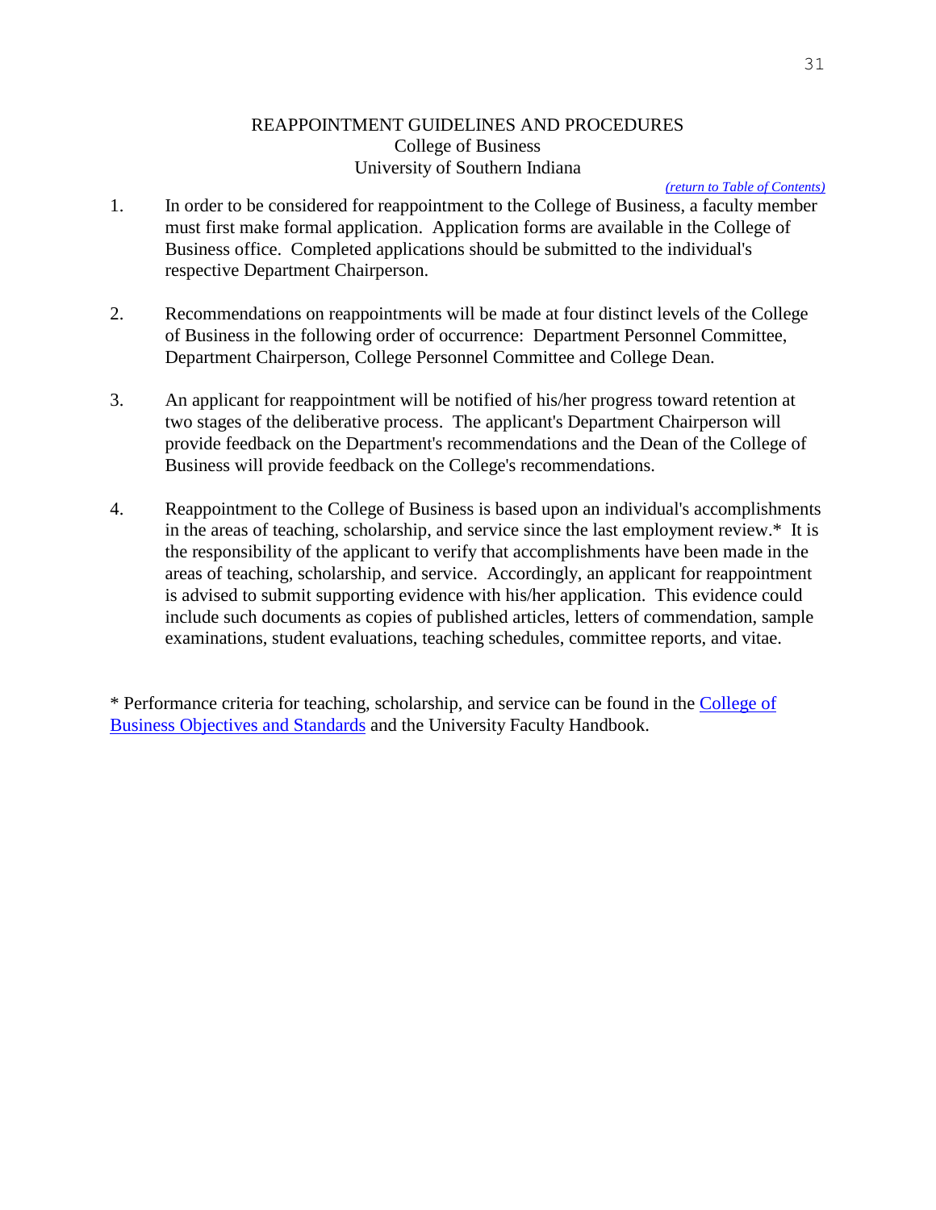# REAPPOINTMENT GUIDELINES AND PROCEDURES
## College of Business
## University of Southern Indiana

*(return to Table of Contents)*

1. In order to be considered for reappointment to the College of Business, a faculty member must first make formal application. Application forms are available in the College of Business office. Completed applications should be submitted to the individual's respective Department Chairperson.

2. Recommendations on reappointments will be made at four distinct levels of the College of Business in the following order of occurrence: Department Personnel Committee, Department Chairperson, College Personnel Committee and College Dean.

3. An applicant for reappointment will be notified of his/her progress toward retention at two stages of the deliberative process. The applicant's Department Chairperson will provide feedback on the Department's recommendations and the Dean of the College of Business will provide feedback on the College's recommendations.

4. Reappointment to the College of Business is based upon an individual's accomplishments in the areas of teaching, scholarship, and service since the last employment review.* It is the responsibility of the applicant to verify that accomplishments have been made in the areas of teaching, scholarship, and service. Accordingly, an applicant for reappointment is advised to submit supporting evidence with his/her application. This evidence could include such documents as copies of published articles, letters of commendation, sample examinations, student evaluations, teaching schedules, committee reports, and vitae.

* Performance criteria for teaching, scholarship, and service can be found in the College of Business Objectives and Standards and the University Faculty Handbook.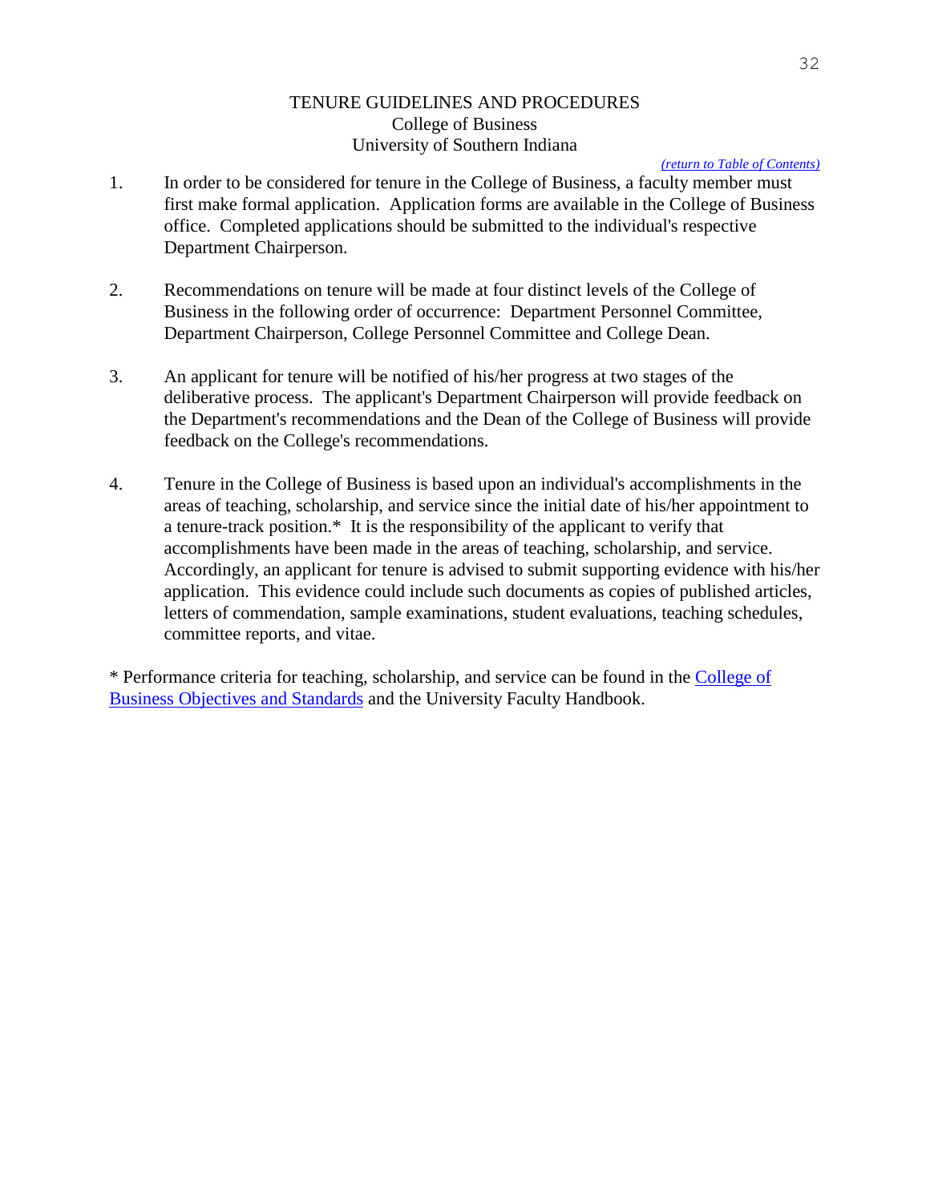# TENURE GUIDELINES AND PROCEDURES
## College of Business
## University of Southern Indiana

*(return to Table of Contents)*

1. In order to be considered for tenure in the College of Business, a faculty member must first make formal application. Application forms are available in the College of Business office. Completed applications should be submitted to the individual's respective Department Chairperson.

2. Recommendations on tenure will be made at four distinct levels of the College of Business in the following order of occurrence: Department Personnel Committee, Department Chairperson, College Personnel Committee and College Dean.

3. An applicant for tenure will be notified of his/her progress at two stages of the deliberative process. The applicant's Department Chairperson will provide feedback on the Department's recommendations and the Dean of the College of Business will provide feedback on the College's recommendations.

4. Tenure in the College of Business is based upon an individual's accomplishments in the areas of teaching, scholarship, and service since the initial date of his/her appointment to a tenure-track position.* It is the responsibility of the applicant to verify that accomplishments have been made in the areas of teaching, scholarship, and service. Accordingly, an applicant for tenure is advised to submit supporting evidence with his/her application. This evidence could include such documents as copies of published articles, letters of commendation, sample examinations, student evaluations, teaching schedules, committee reports, and vitae.

* Performance criteria for teaching, scholarship, and service can be found in the College of Business Objectives and Standards and the University Faculty Handbook.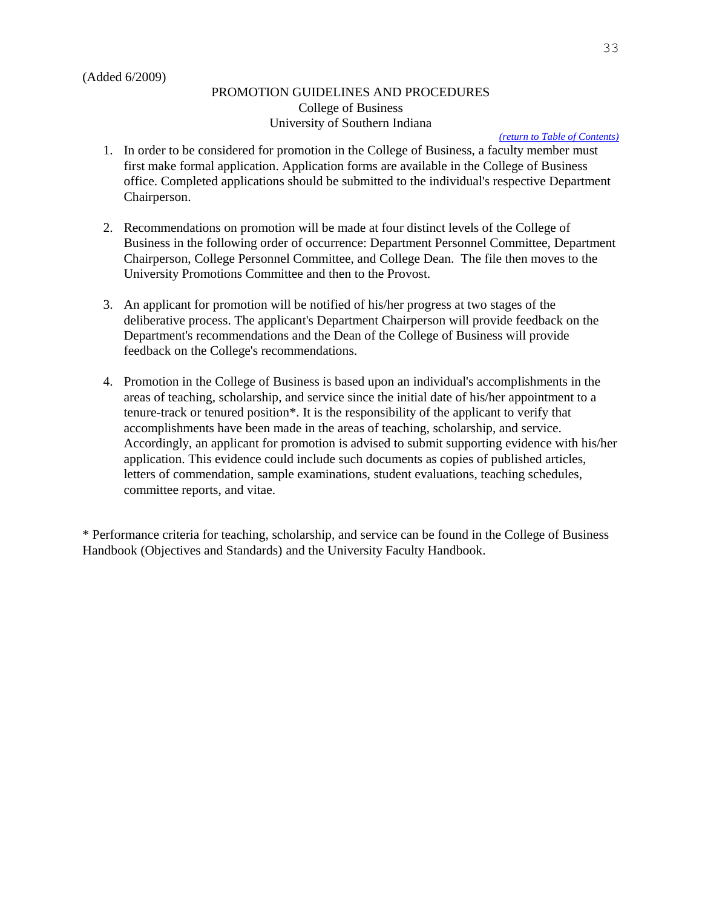(Added 6/2009)

# PROMOTION GUIDELINES AND PROCEDURES
## College of Business
## University of Southern Indiana

*(return to Table of Contents)*

1. In order to be considered for promotion in the College of Business, a faculty member must first make formal application. Application forms are available in the College of Business office. Completed applications should be submitted to the individual's respective Department Chairperson.

2. Recommendations on promotion will be made at four distinct levels of the College of Business in the following order of occurrence: Department Personnel Committee, Department Chairperson, College Personnel Committee, and College Dean. The file then moves to the University Promotions Committee and then to the Provost.

3. An applicant for promotion will be notified of his/her progress at two stages of the deliberative process. The applicant's Department Chairperson will provide feedback on the Department's recommendations and the Dean of the College of Business will provide feedback on the College's recommendations.

4. Promotion in the College of Business is based upon an individual's accomplishments in the areas of teaching, scholarship, and service since the initial date of his/her appointment to a tenure-track or tenured position*. It is the responsibility of the applicant to verify that accomplishments have been made in the areas of teaching, scholarship, and service. Accordingly, an applicant for promotion is advised to submit supporting evidence with his/her application. This evidence could include such documents as copies of published articles, letters of commendation, sample examinations, student evaluations, teaching schedules, committee reports, and vitae.

* Performance criteria for teaching, scholarship, and service can be found in the College of Business Handbook (Objectives and Standards) and the University Faculty Handbook.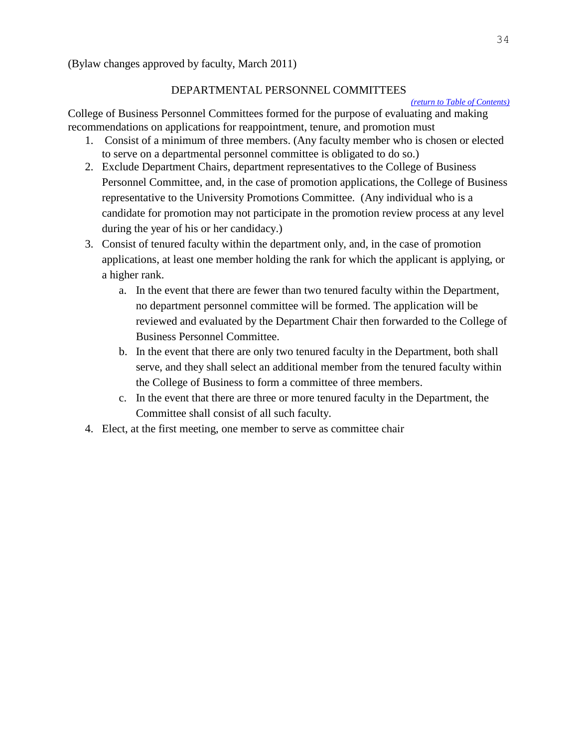(Bylaw changes approved by faculty, March 2011)

## DEPARTMENTAL PERSONNEL COMMITTEES

*(return to Table of Contents)*

College of Business Personnel Committees formed for the purpose of evaluating and making recommendations on applications for reappointment, tenure, and promotion must

1. Consist of a minimum of three members. (Any faculty member who is chosen or elected to serve on a departmental personnel committee is obligated to do so.)
2. Exclude Department Chairs, department representatives to the College of Business Personnel Committee, and, in the case of promotion applications, the College of Business representative to the University Promotions Committee. (Any individual who is a candidate for promotion may not participate in the promotion review process at any level during the year of his or her candidacy.)
3. Consist of tenured faculty within the department only, and, in the case of promotion applications, at least one member holding the rank for which the applicant is applying, or a higher rank.
   a. In the event that there are fewer than two tenured faculty within the Department, no department personnel committee will be formed. The application will be reviewed and evaluated by the Department Chair then forwarded to the College of Business Personnel Committee.
   b. In the event that there are only two tenured faculty in the Department, both shall serve, and they shall select an additional member from the tenured faculty within the College of Business to form a committee of three members.
   c. In the event that there are three or more tenured faculty in the Department, the Committee shall consist of all such faculty.
4. Elect, at the first meeting, one member to serve as committee chair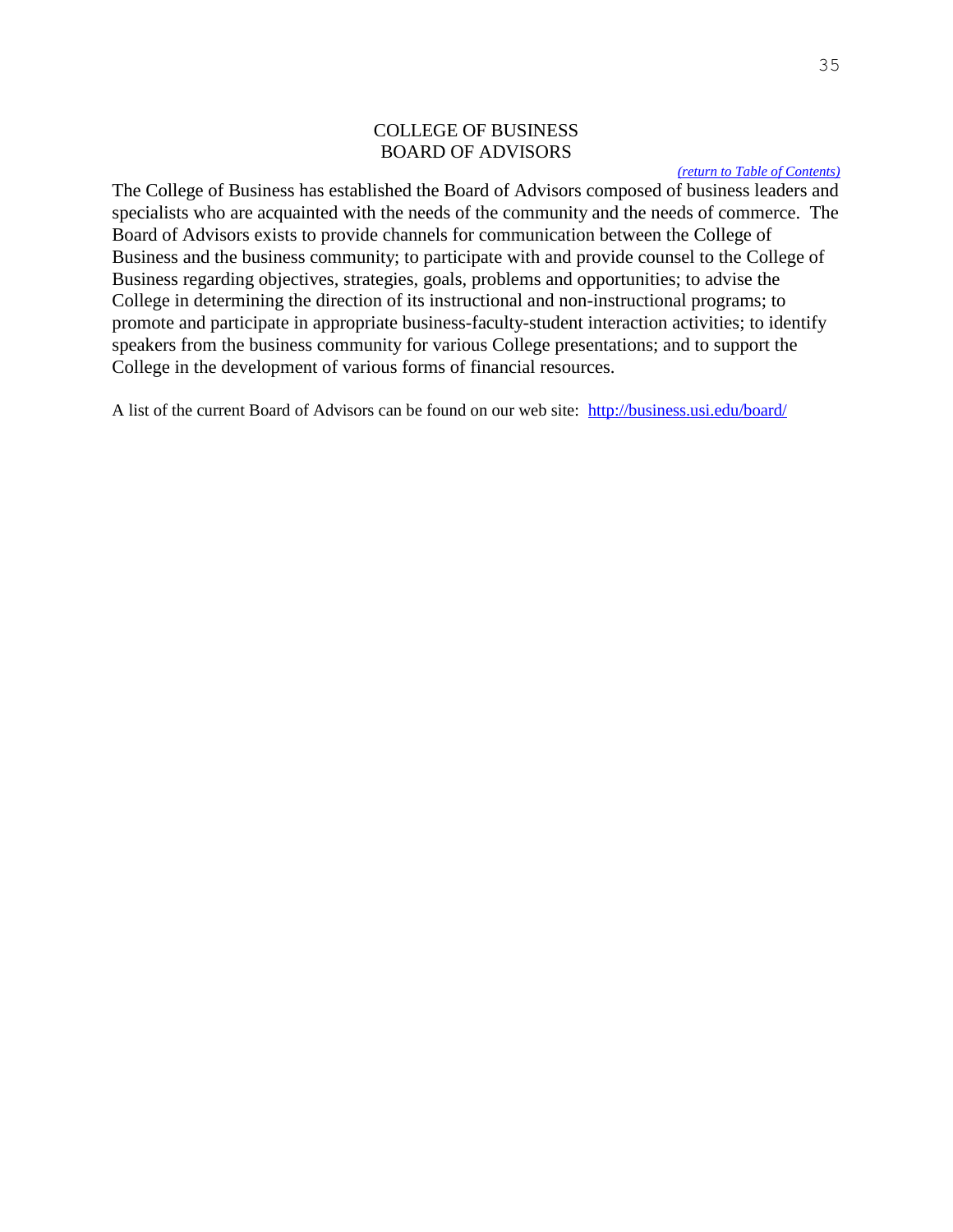# COLLEGE OF BUSINESS
# BOARD OF ADVISORS

*(return to Table of Contents)*

The College of Business has established the Board of Advisors composed of business leaders and specialists who are acquainted with the needs of the community and the needs of commerce. The Board of Advisors exists to provide channels for communication between the College of Business and the business community; to participate with and provide counsel to the College of Business regarding objectives, strategies, goals, problems and opportunities; to advise the College in determining the direction of its instructional and non-instructional programs; to promote and participate in appropriate business-faculty-student interaction activities; to identify speakers from the business community for various College presentations; and to support the College in the development of various forms of financial resources.

A list of the current Board of Advisors can be found on our web site: http://business.usi.edu/board/